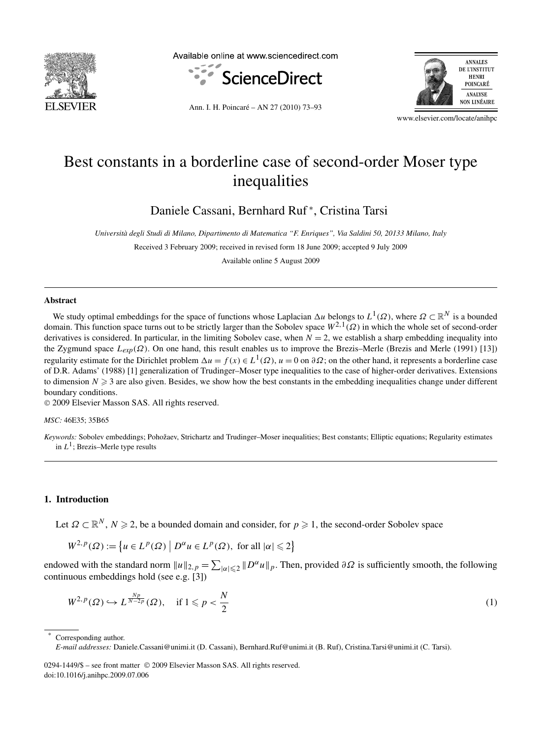# Best constants in a borderline case of second-order Moser type inequalities

Daniele Cassani, Bernhard Ruf *, Cristina Tarsi

*Università degli Studi di Milano, Dipartimento di Matematica "F. Enriques", Via Saldini 50, 20133 Milano, Italy*

Received 3 February 2009; received in revised form 18 June 2009; accepted 9 July 2009

Available online 5 August 2009

---

## Abstract

We study optimal embeddings for the space of functions whose Laplacian $\Delta u$ belongs to $L^1(\Omega)$, where $\Omega \subset \mathbb{R}^N$ is a bounded domain. This function space turns out to be strictly larger than the Sobolev space $W^{2,1}(\Omega)$ in which the whole set of second-order derivatives is considered. In particular, in the limiting Sobolev case, when $N = 2$, we establish a sharp embedding inequality into the Zygmund space $L_{exp}(\Omega)$. On one hand, this result enables us to improve the Brezis–Merle (Brezis and Merle (1991) [13]) regularity estimate for the Dirichlet problem $\Delta u = f(x) \in L^1(\Omega)$, $u = 0$ on $\partial\Omega$; on the other hand, it represents a borderline case of D.R. Adams' (1988) [1] generalization of Trudinger–Moser type inequalities to the case of higher-order derivatives. Extensions to dimension $N \geqslant 3$ are also given. Besides, we show how the best constants in the embedding inequalities change under different boundary conditions.

© 2009 Elsevier Masson SAS. All rights reserved.

*MSC:* 46E35; 35B65

*Keywords:* Sobolev embeddings; Pohožaev, Strichartz and Trudinger–Moser inequalities; Best constants; Elliptic equations; Regularity estimates in $L^1$; Brezis–Merle type results

---

## 1. Introduction

Let $\Omega \subset \mathbb{R}^N$, $N \geqslant 2$, be a bounded domain and consider, for $p \geqslant 1$, the second-order Sobolev space

$$W^{2,p}(\Omega) := \left\{ u \in L^p(\Omega) \;\middle|\; D^\alpha u \in L^p(\Omega), \text{ for all } |\alpha| \leqslant 2 \right\}$$

endowed with the standard norm $\|u\|_{2,p} = \sum_{|\alpha| \leqslant 2} \|D^\alpha u\|_p$. Then, provided $\partial\Omega$ is sufficiently smooth, the following continuous embeddings hold (see e.g. [3])

$$W^{2,p}(\Omega) \hookrightarrow L^{\frac{Np}{N-2p}}(\Omega), \quad \text{if } 1 \leqslant p < \frac{N}{2} \tag{1}$$

---

\* Corresponding author.

*E-mail addresses:* Daniele.Cassani@unimi.it (D. Cassani), Bernhard.Ruf@unimi.it (B. Ruf), Cristina.Tarsi@unimi.it (C. Tarsi).

0294-1449/$ – see front matter © 2009 Elsevier Masson SAS. All rights reserved.
doi:10.1016/j.anihpc.2009.07.006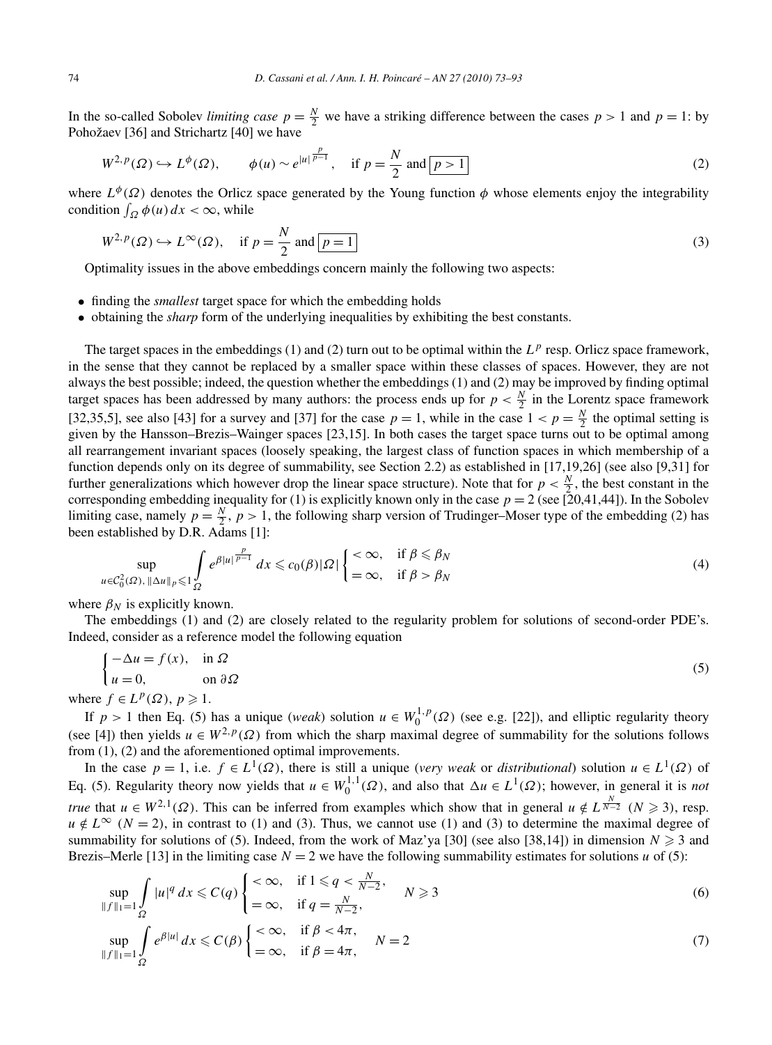In the so-called Sobolev *limiting case* $p = \frac{N}{2}$ we have a striking difference between the cases $p > 1$ and $p = 1$: by Pohožaev [36] and Strichartz [40] we have

$$W^{2,p}(\Omega) \hookrightarrow L^{\phi}(\Omega), \qquad \phi(u) \sim e^{|u|^{\frac{p}{p-1}}}, \quad \text{if } p = \frac{N}{2} \text{ and } \boxed{p > 1} \tag{2}$$

where $L^{\phi}(\Omega)$ denotes the Orlicz space generated by the Young function $\phi$ whose elements enjoy the integrability condition $\int_{\Omega} \phi(u)\,dx < \infty$, while

$$W^{2,p}(\Omega) \hookrightarrow L^{\infty}(\Omega), \quad \text{if } p = \frac{N}{2} \text{ and } \boxed{p = 1} \tag{3}$$

Optimality issues in the above embeddings concern mainly the following two aspects:

- finding the *smallest* target space for which the embedding holds
- obtaining the *sharp* form of the underlying inequalities by exhibiting the best constants.

The target spaces in the embeddings (1) and (2) turn out to be optimal within the $L^p$ resp. Orlicz space framework, in the sense that they cannot be replaced by a smaller space within these classes of spaces. However, they are not always the best possible; indeed, the question whether the embeddings (1) and (2) may be improved by finding optimal target spaces has been addressed by many authors: the process ends up for $p < \frac{N}{2}$ in the Lorentz space framework [32,35,5], see also [43] for a survey and [37] for the case $p = 1$, while in the case $1 < p = \frac{N}{2}$ the optimal setting is given by the Hansson–Brezis–Wainger spaces [23,15]. In both cases the target space turns out to be optimal among all rearrangement invariant spaces (loosely speaking, the largest class of function spaces in which membership of a function depends only on its degree of summability, see Section 2.2) as established in [17,19,26] (see also [9,31] for further generalizations which however drop the linear space structure). Note that for $p < \frac{N}{2}$, the best constant in the corresponding embedding inequality for (1) is explicitly known only in the case $p = 2$ (see [20,41,44]). In the Sobolev limiting case, namely $p = \frac{N}{2}$, $p > 1$, the following sharp version of Trudinger–Moser type of the embedding (2) has been established by D.R. Adams [1]:

$$\sup_{u \in \mathcal{C}_0^2(\Omega),\, \|\Delta u\|_p \leqslant 1} \int_{\Omega} e^{\beta |u|^{\frac{p}{p-1}}}\,dx \leqslant c_0(\beta)|\Omega| \begin{cases} < \infty, & \text{if } \beta \leqslant \beta_N \\ = \infty, & \text{if } \beta > \beta_N \end{cases} \tag{4}$$

where $\beta_N$ is explicitly known.

The embeddings (1) and (2) are closely related to the regularity problem for solutions of second-order PDE's. Indeed, consider as a reference model the following equation

$$\begin{cases} -\Delta u = f(x), & \text{in } \Omega \\ u = 0, & \text{on } \partial\Omega \end{cases} \tag{5}$$

where $f \in L^p(\Omega)$, $p \geqslant 1$.

If $p > 1$ then Eq. (5) has a unique (*weak*) solution $u \in W_0^{1,p}(\Omega)$ (see e.g. [22]), and elliptic regularity theory (see [4]) then yields $u \in W^{2,p}(\Omega)$ from which the sharp maximal degree of summability for the solutions follows from (1), (2) and the aforementioned optimal improvements.

In the case $p = 1$, i.e. $f \in L^1(\Omega)$, there is still a unique (*very weak* or *distributional*) solution $u \in L^1(\Omega)$ of Eq. (5). Regularity theory now yields that $u \in W_0^{1,1}(\Omega)$, and also that $\Delta u \in L^1(\Omega)$; however, in general it is *not true* that $u \in W^{2,1}(\Omega)$. This can be inferred from examples which show that in general $u \notin L^{\frac{N}{N-2}}$ ($N \geqslant 3$), resp. $u \notin L^{\infty}$ ($N = 2$), in contrast to (1) and (3). Thus, we cannot use (1) and (3) to determine the maximal degree of summability for solutions of (5). Indeed, from the work of Maz'ya [30] (see also [38,14]) in dimension $N \geqslant 3$ and Brezis–Merle [13] in the limiting case $N = 2$ we have the following summability estimates for solutions $u$ of (5):

$$\sup_{\|f\|_1 = 1} \int_{\Omega} |u|^q\,dx \leqslant C(q) \begin{cases} < \infty, & \text{if } 1 \leqslant q < \frac{N}{N-2}, \\ = \infty, & \text{if } q = \frac{N}{N-2}, \end{cases} \quad N \geqslant 3 \tag{6}$$

$$\sup_{\|f\|_1 = 1} \int_{\Omega} e^{\beta |u|}\,dx \leqslant C(\beta) \begin{cases} < \infty, & \text{if } \beta < 4\pi, \\ = \infty, & \text{if } \beta = 4\pi, \end{cases} \quad N = 2 \tag{7}$$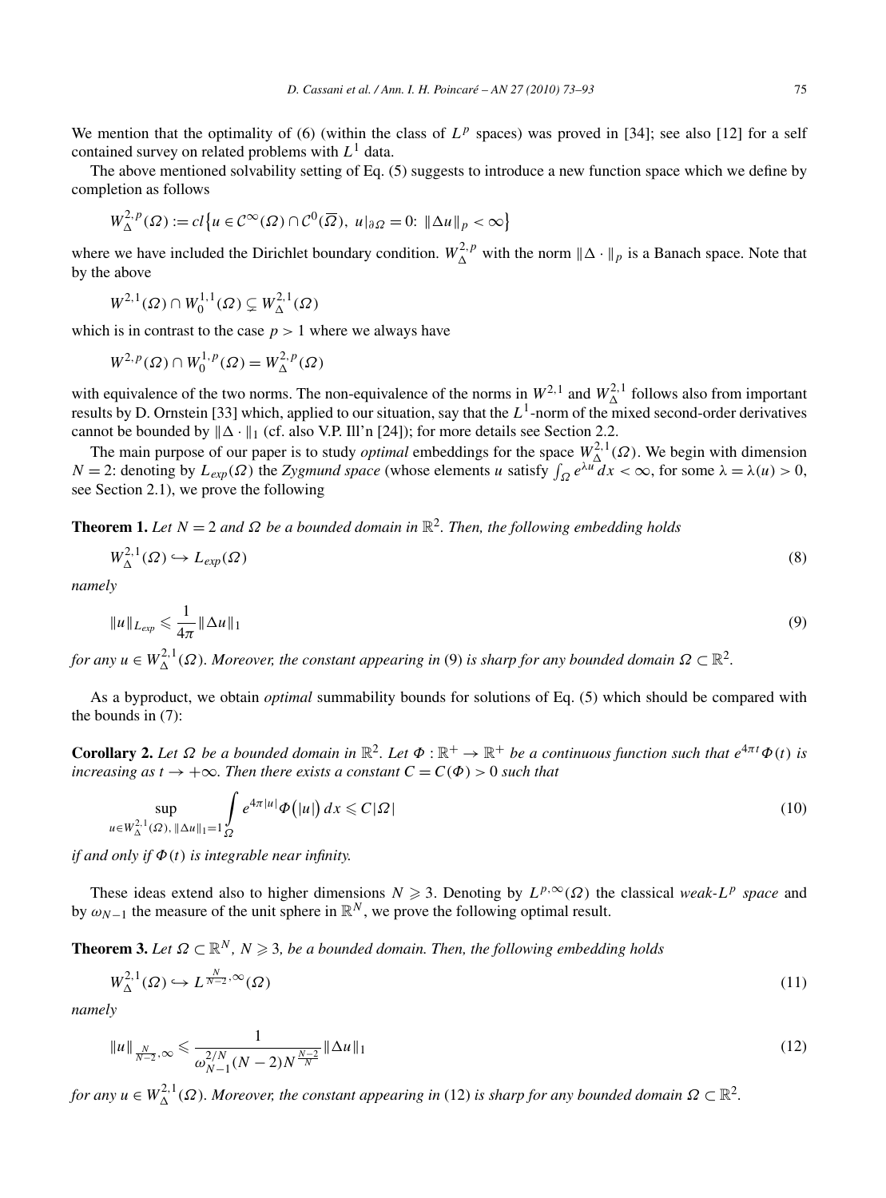We mention that the optimality of (6) (within the class of $L^p$ spaces) was proved in [34]; see also [12] for a self contained survey on related problems with $L^1$ data.

The above mentioned solvability setting of Eq. (5) suggests to introduce a new function space which we define by completion as follows

$$W^{2,p}_{\Delta}(\Omega) := cl\{u \in \mathcal{C}^{\infty}(\Omega) \cap \mathcal{C}^0(\overline{\Omega}),\ u|_{\partial\Omega} = 0\colon\ \|\Delta u\|_p < \infty\}$$

where we have included the Dirichlet boundary condition. $W^{2,p}_{\Delta}$ with the norm $\|\Delta \cdot\|_p$ is a Banach space. Note that by the above

$$W^{2,1}(\Omega) \cap W^{1,1}_0(\Omega) \subsetneq W^{2,1}_{\Delta}(\Omega)$$

which is in contrast to the case $p > 1$ where we always have

$$W^{2,p}(\Omega) \cap W^{1,p}_0(\Omega) = W^{2,p}_{\Delta}(\Omega)$$

with equivalence of the two norms. The non-equivalence of the norms in $W^{2,1}$ and $W^{2,1}_{\Delta}$ follows also from important results by D. Ornstein [33] which, applied to our situation, say that the $L^1$-norm of the mixed second-order derivatives cannot be bounded by $\|\Delta \cdot\|_1$ (cf. also V.P. Ill'n [24]); for more details see Section 2.2.

The main purpose of our paper is to study *optimal* embeddings for the space $W^{2,1}_{\Delta}(\Omega)$. We begin with dimension $N = 2$: denoting by $L_{exp}(\Omega)$ the *Zygmund space* (whose elements $u$ satisfy $\int_{\Omega} e^{\lambda u}\,dx < \infty$, for some $\lambda = \lambda(u) > 0$, see Section 2.1), we prove the following

**Theorem 1.** *Let $N = 2$ and $\Omega$ be a bounded domain in $\mathbb{R}^2$. Then, the following embedding holds*

$$W^{2,1}_{\Delta}(\Omega) \hookrightarrow L_{exp}(\Omega) \tag{8}$$

*namely*

$$\|u\|_{L_{exp}} \leqslant \frac{1}{4\pi}\|\Delta u\|_1 \tag{9}$$

*for any $u \in W^{2,1}_{\Delta}(\Omega)$. Moreover, the constant appearing in* (9) *is sharp for any bounded domain $\Omega \subset \mathbb{R}^2$.*

As a byproduct, we obtain *optimal* summability bounds for solutions of Eq. (5) which should be compared with the bounds in (7):

**Corollary 2.** *Let $\Omega$ be a bounded domain in $\mathbb{R}^2$. Let $\Phi : \mathbb{R}^+ \to \mathbb{R}^+$ be a continuous function such that $e^{4\pi t}\Phi(t)$ is increasing as $t \to +\infty$. Then there exists a constant $C = C(\Phi) > 0$ such that*

$$\sup_{u \in W^{2,1}_{\Delta}(\Omega),\ \|\Delta u\|_1 = 1} \int_{\Omega} e^{4\pi|u|}\Phi(|u|)\,dx \leqslant C|\Omega| \tag{10}$$

*if and only if $\Phi(t)$ is integrable near infinity.*

These ideas extend also to higher dimensions $N \geqslant 3$. Denoting by $L^{p,\infty}(\Omega)$ the classical *weak-$L^p$ space* and by $\omega_{N-1}$ the measure of the unit sphere in $\mathbb{R}^N$, we prove the following optimal result.

**Theorem 3.** *Let $\Omega \subset \mathbb{R}^N$, $N \geqslant 3$, be a bounded domain. Then, the following embedding holds*

$$W^{2,1}_{\Delta}(\Omega) \hookrightarrow L^{\frac{N}{N-2},\infty}(\Omega) \tag{11}$$

*namely*

$$\|u\|_{\frac{N}{N-2},\infty} \leqslant \frac{1}{\omega_{N-1}^{2/N}(N-2)N^{\frac{N-2}{N}}}\|\Delta u\|_1 \tag{12}$$

*for any $u \in W^{2,1}_{\Delta}(\Omega)$. Moreover, the constant appearing in* (12) *is sharp for any bounded domain $\Omega \subset \mathbb{R}^2$.*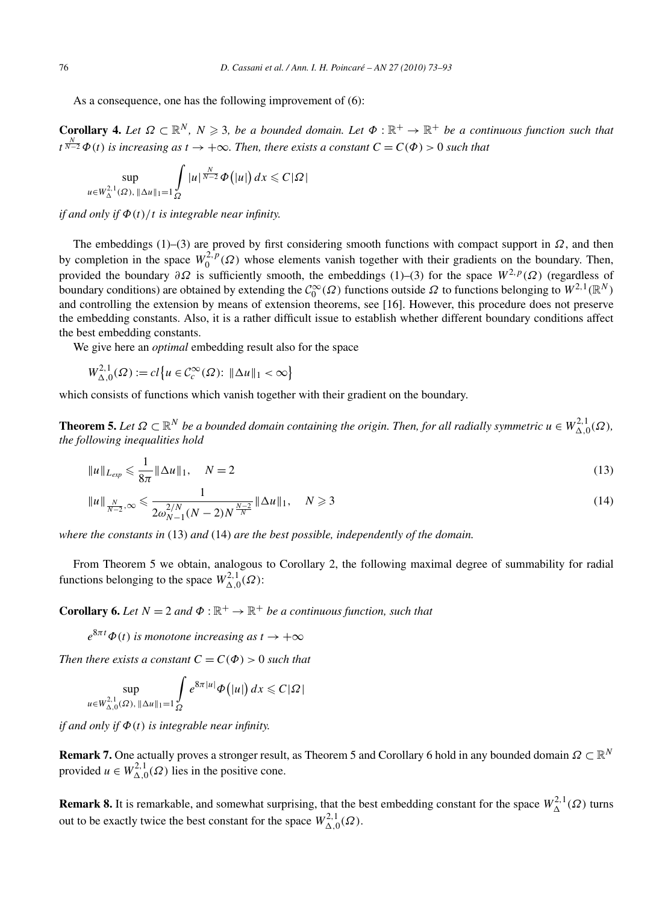As a consequence, one has the following improvement of (6):

**Corollary 4.** *Let $\Omega \subset \mathbb{R}^N$, $N \geqslant 3$, be a bounded domain. Let $\Phi : \mathbb{R}^+ \to \mathbb{R}^+$ be a continuous function such that $t^{\frac{N}{N-2}}\Phi(t)$ is increasing as $t \to +\infty$. Then, there exists a constant $C = C(\Phi) > 0$ such that*

$$\sup_{u \in W^{2,1}_{\Delta}(\Omega),\ \|\Delta u\|_1 = 1} \int_{\Omega} |u|^{\frac{N}{N-2}} \Phi(|u|)\, dx \leqslant C|\Omega|$$

*if and only if $\Phi(t)/t$ is integrable near infinity.*

The embeddings (1)–(3) are proved by first considering smooth functions with compact support in $\Omega$, and then by completion in the space $W^{2,p}_0(\Omega)$ whose elements vanish together with their gradients on the boundary. Then, provided the boundary $\partial\Omega$ is sufficiently smooth, the embeddings (1)–(3) for the space $W^{2,p}(\Omega)$ (regardless of boundary conditions) are obtained by extending the $\mathcal{C}^{\infty}_0(\Omega)$ functions outside $\Omega$ to functions belonging to $W^{2,1}(\mathbb{R}^N)$ and controlling the extension by means of extension theorems, see [16]. However, this procedure does not preserve the embedding constants. Also, it is a rather difficult issue to establish whether different boundary conditions affect the best embedding constants.

We give here an *optimal* embedding result also for the space

$$W^{2,1}_{\Delta,0}(\Omega) := cl\left\{u \in \mathcal{C}^{\infty}_c(\Omega):\ \|\Delta u\|_1 < \infty\right\}$$

which consists of functions which vanish together with their gradient on the boundary.

**Theorem 5.** *Let $\Omega \subset \mathbb{R}^N$ be a bounded domain containing the origin. Then, for all radially symmetric $u \in W^{2,1}_{\Delta,0}(\Omega)$, the following inequalities hold*

$$\|u\|_{L_{exp}} \leqslant \frac{1}{8\pi}\|\Delta u\|_1, \quad N = 2 \tag{13}$$

$$\|u\|_{\frac{N}{N-2},\infty} \leqslant \frac{1}{2\omega_{N-1}^{2/N}(N-2)N^{\frac{N-2}{N}}}\|\Delta u\|_1, \quad N \geqslant 3 \tag{14}$$

*where the constants in* (13) *and* (14) *are the best possible, independently of the domain.*

From Theorem 5 we obtain, analogous to Corollary 2, the following maximal degree of summability for radial functions belonging to the space $W^{2,1}_{\Delta,0}(\Omega)$:

**Corollary 6.** *Let $N = 2$ and $\Phi : \mathbb{R}^+ \to \mathbb{R}^+$ be a continuous function, such that*

*$e^{8\pi t}\Phi(t)$ is monotone increasing as $t \to +\infty$*

*Then there exists a constant $C = C(\Phi) > 0$ such that*

$$\sup_{u \in W^{2,1}_{\Delta,0}(\Omega),\ \|\Delta u\|_1 = 1} \int_{\Omega} e^{8\pi|u|}\Phi(|u|)\, dx \leqslant C|\Omega|$$

*if and only if $\Phi(t)$ is integrable near infinity.*

**Remark 7.** One actually proves a stronger result, as Theorem 5 and Corollary 6 hold in any bounded domain $\Omega \subset \mathbb{R}^N$ provided $u \in W^{2,1}_{\Delta,0}(\Omega)$ lies in the positive cone.

**Remark 8.** It is remarkable, and somewhat surprising, that the best embedding constant for the space $W^{2,1}_{\Delta}(\Omega)$ turns out to be exactly twice the best constant for the space $W^{2,1}_{\Delta,0}(\Omega)$.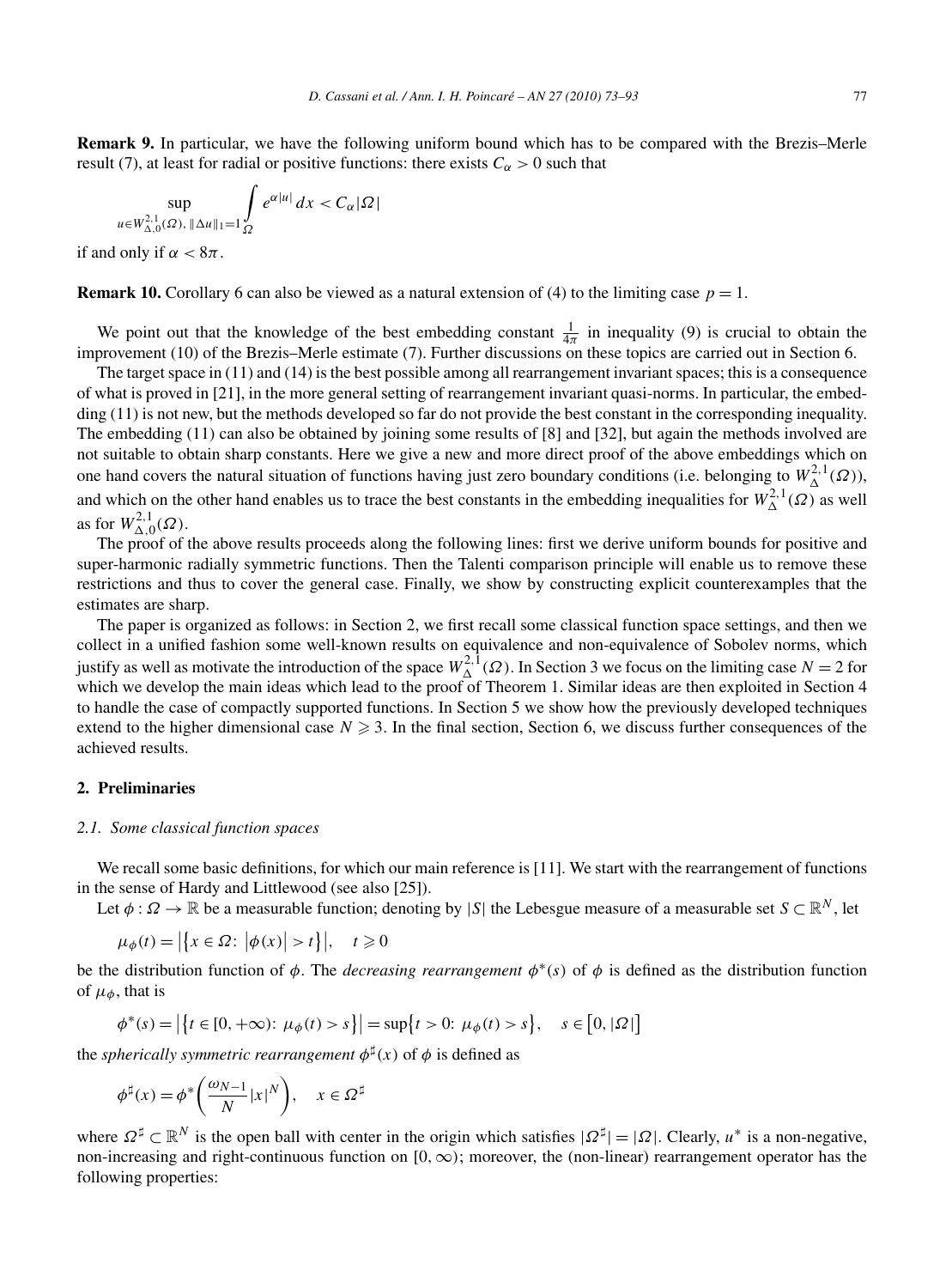**Remark 9.** In particular, we have the following uniform bound which has to be compared with the Brezis–Merle result (7), at least for radial or positive functions: there exists $C_\alpha > 0$ such that

$$\sup_{u \in W^{2,1}_{\Delta,0}(\Omega),\ \|\Delta u\|_1 = 1} \int_\Omega e^{\alpha|u|}\,dx < C_\alpha |\Omega|$$

if and only if $\alpha < 8\pi$.

**Remark 10.** Corollary 6 can also be viewed as a natural extension of (4) to the limiting case $p = 1$.

We point out that the knowledge of the best embedding constant $\frac{1}{4\pi}$ in inequality (9) is crucial to obtain the improvement (10) of the Brezis–Merle estimate (7). Further discussions on these topics are carried out in Section 6.

The target space in (11) and (14) is the best possible among all rearrangement invariant spaces; this is a consequence of what is proved in [21], in the more general setting of rearrangement invariant quasi-norms. In particular, the embedding (11) is not new, but the methods developed so far do not provide the best constant in the corresponding inequality. The embedding (11) can also be obtained by joining some results of [8] and [32], but again the methods involved are not suitable to obtain sharp constants. Here we give a new and more direct proof of the above embeddings which on one hand covers the natural situation of functions having just zero boundary conditions (i.e. belonging to $W^{2,1}_\Delta(\Omega)$), and which on the other hand enables us to trace the best constants in the embedding inequalities for $W^{2,1}_\Delta(\Omega)$ as well as for $W^{2,1}_{\Delta,0}(\Omega)$.

The proof of the above results proceeds along the following lines: first we derive uniform bounds for positive and super-harmonic radially symmetric functions. Then the Talenti comparison principle will enable us to remove these restrictions and thus to cover the general case. Finally, we show by constructing explicit counterexamples that the estimates are sharp.

The paper is organized as follows: in Section 2, we first recall some classical function space settings, and then we collect in a unified fashion some well-known results on equivalence and non-equivalence of Sobolev norms, which justify as well as motivate the introduction of the space $W^{2,1}_\Delta(\Omega)$. In Section 3 we focus on the limiting case $N = 2$ for which we develop the main ideas which lead to the proof of Theorem 1. Similar ideas are then exploited in Section 4 to handle the case of compactly supported functions. In Section 5 we show how the previously developed techniques extend to the higher dimensional case $N \geqslant 3$. In the final section, Section 6, we discuss further consequences of the achieved results.

## 2. Preliminaries

### 2.1. Some classical function spaces

We recall some basic definitions, for which our main reference is [11]. We start with the rearrangement of functions in the sense of Hardy and Littlewood (see also [25]).

Let $\phi : \Omega \to \mathbb{R}$ be a measurable function; denoting by $|S|$ the Lebesgue measure of a measurable set $S \subset \mathbb{R}^N$, let

$$\mu_\phi(t) = \left|\left\{x \in \Omega\colon \left|\phi(x)\right| > t\right\}\right|, \quad t \geqslant 0$$

be the distribution function of $\phi$. The *decreasing rearrangement* $\phi^*(s)$ of $\phi$ is defined as the distribution function of $\mu_\phi$, that is

$$\phi^*(s) = \left|\left\{t \in [0, +\infty)\colon \mu_\phi(t) > s\right\}\right| = \sup\left\{t > 0\colon \mu_\phi(t) > s\right\}, \quad s \in \left[0, |\Omega|\right]$$

the *spherically symmetric rearrangement* $\phi^\sharp(x)$ of $\phi$ is defined as

$$\phi^\sharp(x) = \phi^*\left(\frac{\omega_{N-1}}{N}|x|^N\right), \quad x \in \Omega^\sharp$$

where $\Omega^\sharp \subset \mathbb{R}^N$ is the open ball with center in the origin which satisfies $|\Omega^\sharp| = |\Omega|$. Clearly, $u^*$ is a non-negative, non-increasing and right-continuous function on $[0, \infty)$; moreover, the (non-linear) rearrangement operator has the following properties: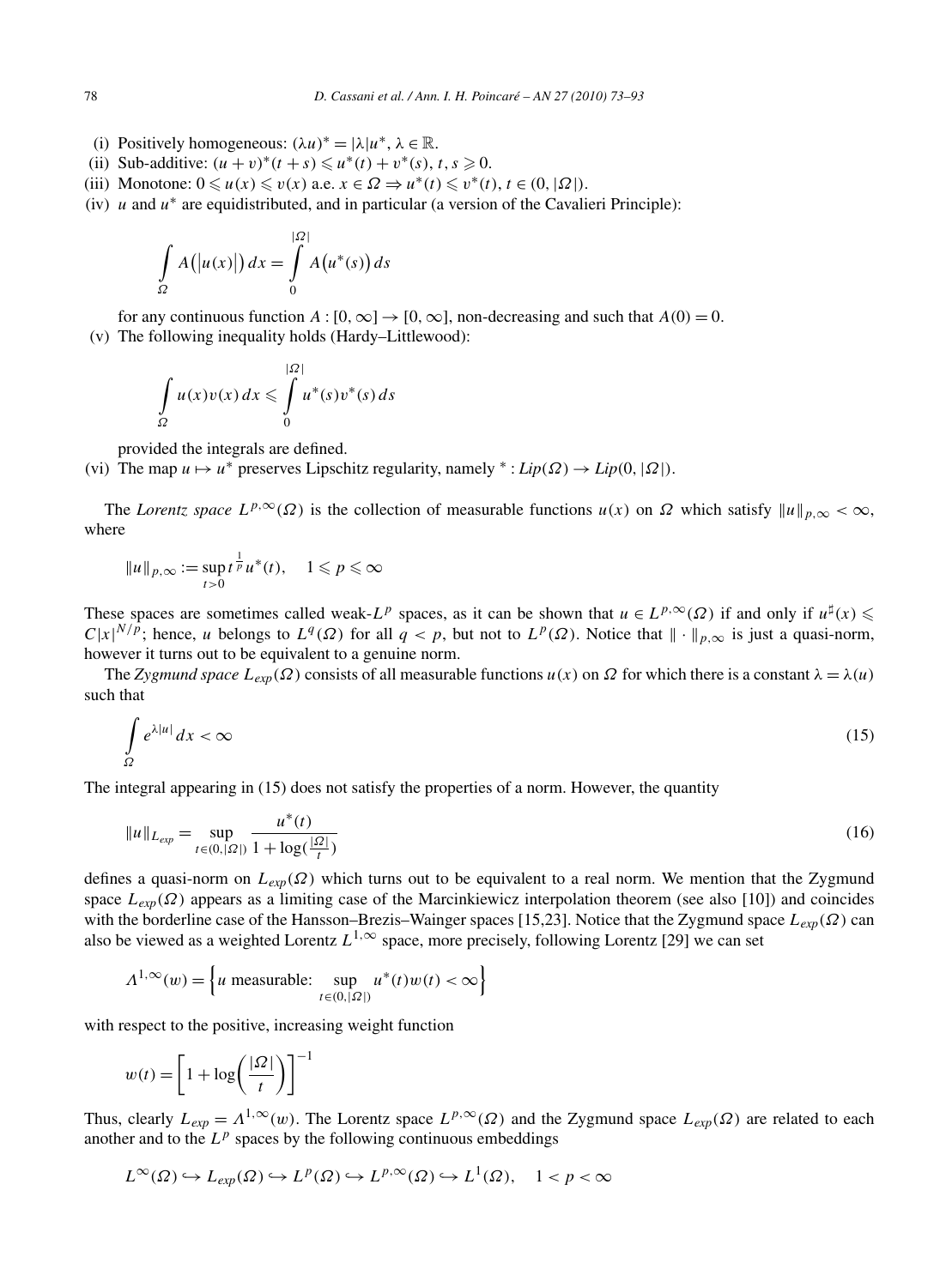(i) Positively homogeneous: $(\lambda u)^* = |\lambda| u^*$, $\lambda \in \mathbb{R}$.
(ii) Sub-additive: $(u+v)^*(t+s) \leqslant u^*(t) + v^*(s)$, $t, s \geqslant 0$.
(iii) Monotone: $0 \leqslant u(x) \leqslant v(x)$ a.e. $x \in \Omega \Rightarrow u^*(t) \leqslant v^*(t)$, $t \in (0, |\Omega|)$.
(iv) $u$ and $u^*$ are equidistributed, and in particular (a version of the Cavalieri Principle):

$$\int_\Omega A\big(|u(x)|\big)\,dx = \int_0^{|\Omega|} A\big(u^*(s)\big)\,ds$$

for any continuous function $A : [0,\infty] \to [0,\infty]$, non-decreasing and such that $A(0) = 0$.
(v) The following inequality holds (Hardy–Littlewood):

$$\int_\Omega u(x)v(x)\,dx \leqslant \int_0^{|\Omega|} u^*(s)v^*(s)\,ds$$

provided the integrals are defined.
(vi) The map $u \mapsto u^*$ preserves Lipschitz regularity, namely $^* : Lip(\Omega) \to Lip(0, |\Omega|)$.

The *Lorentz space* $L^{p,\infty}(\Omega)$ is the collection of measurable functions $u(x)$ on $\Omega$ which satisfy $\|u\|_{p,\infty} < \infty$, where

$$\|u\|_{p,\infty} := \sup_{t>0} t^{\frac{1}{p}} u^*(t), \quad 1 \leqslant p \leqslant \infty$$

These spaces are sometimes called weak-$L^p$ spaces, as it can be shown that $u \in L^{p,\infty}(\Omega)$ if and only if $u^\sharp(x) \leqslant C|x|^{N/p}$; hence, $u$ belongs to $L^q(\Omega)$ for all $q < p$, but not to $L^p(\Omega)$. Notice that $\|\cdot\|_{p,\infty}$ is just a quasi-norm, however it turns out to be equivalent to a genuine norm.

The *Zygmund space* $L_{exp}(\Omega)$ consists of all measurable functions $u(x)$ on $\Omega$ for which there is a constant $\lambda = \lambda(u)$ such that

$$\int_\Omega e^{\lambda|u|}\,dx < \infty \tag{15}$$

The integral appearing in (15) does not satisfy the properties of a norm. However, the quantity

$$\|u\|_{L_{exp}} = \sup_{t\in(0,|\Omega|)} \frac{u^*(t)}{1 + \log(\frac{|\Omega|}{t})} \tag{16}$$

defines a quasi-norm on $L_{exp}(\Omega)$ which turns out to be equivalent to a real norm. We mention that the Zygmund space $L_{exp}(\Omega)$ appears as a limiting case of the Marcinkiewicz interpolation theorem (see also [10]) and coincides with the borderline case of the Hansson–Brezis–Wainger spaces [15,23]. Notice that the Zygmund space $L_{exp}(\Omega)$ can also be viewed as a weighted Lorentz $L^{1,\infty}$ space, more precisely, following Lorentz [29] we can set

$$\Lambda^{1,\infty}(w) = \Big\{u \text{ measurable: } \sup_{t\in(0,|\Omega|)} u^*(t)w(t) < \infty\Big\}$$

with respect to the positive, increasing weight function

$$w(t) = \left[1 + \log\left(\frac{|\Omega|}{t}\right)\right]^{-1}$$

Thus, clearly $L_{exp} = \Lambda^{1,\infty}(w)$. The Lorentz space $L^{p,\infty}(\Omega)$ and the Zygmund space $L_{exp}(\Omega)$ are related to each another and to the $L^p$ spaces by the following continuous embeddings

$$L^\infty(\Omega) \hookrightarrow L_{exp}(\Omega) \hookrightarrow L^p(\Omega) \hookrightarrow L^{p,\infty}(\Omega) \hookrightarrow L^1(\Omega), \quad 1 < p < \infty$$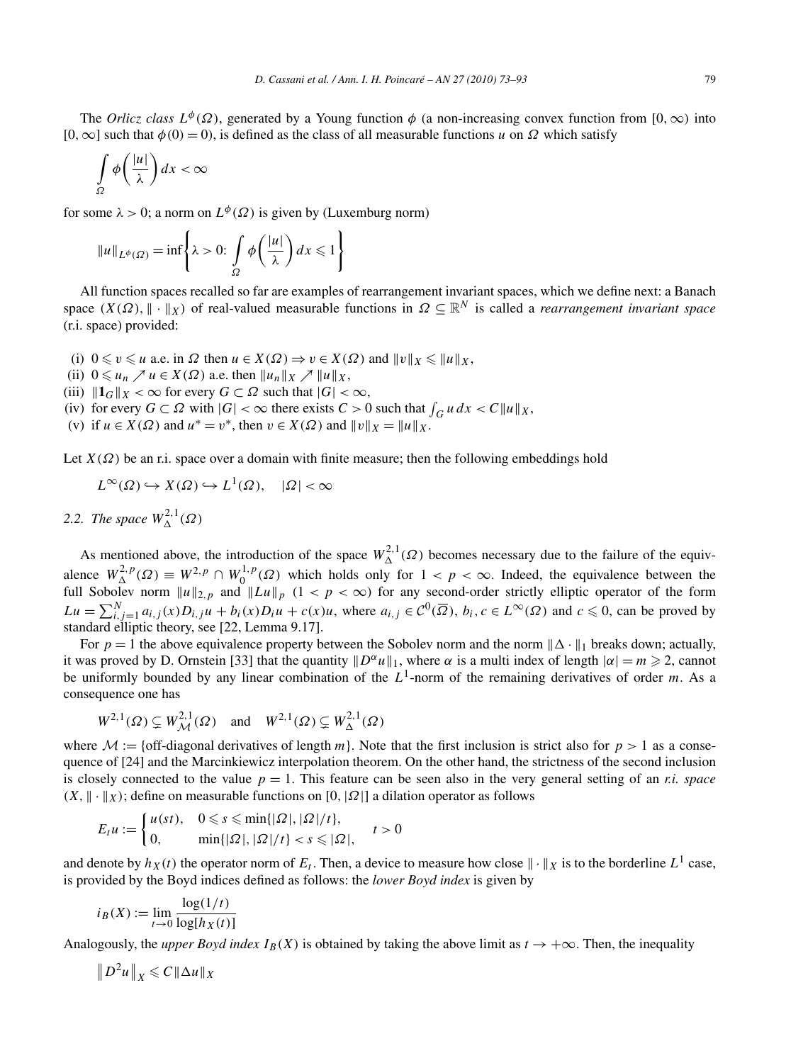The *Orlicz class* $L^\phi(\Omega)$, generated by a Young function $\phi$ (a non-increasing convex function from $[0,\infty)$ into $[0,\infty]$ such that $\phi(0)=0$), is defined as the class of all measurable functions $u$ on $\Omega$ which satisfy

$$\int_\Omega \phi\left(\frac{|u|}{\lambda}\right) dx < \infty$$

for some $\lambda > 0$; a norm on $L^\phi(\Omega)$ is given by (Luxemburg norm)

$$\|u\|_{L^\phi(\Omega)} = \inf\left\{\lambda > 0\colon \int_\Omega \phi\left(\frac{|u|}{\lambda}\right) dx \leqslant 1\right\}$$

All function spaces recalled so far are examples of rearrangement invariant spaces, which we define next: a Banach space $(X(\Omega), \|\cdot\|_X)$ of real-valued measurable functions in $\Omega \subseteq \mathbb{R}^N$ is called a *rearrangement invariant space* (r.i. space) provided:

(i) $0 \leqslant v \leqslant u$ a.e. in $\Omega$ then $u \in X(\Omega) \Rightarrow v \in X(\Omega)$ and $\|v\|_X \leqslant \|u\|_X$,
(ii) $0 \leqslant u_n \nearrow u \in X(\Omega)$ a.e. then $\|u_n\|_X \nearrow \|u\|_X$,
(iii) $\|\mathbf{1}_G\|_X < \infty$ for every $G \subset \Omega$ such that $|G| < \infty$,
(iv) for every $G \subset \Omega$ with $|G| < \infty$ there exists $C > 0$ such that $\int_G u\,dx < C\|u\|_X$,
(v) if $u \in X(\Omega)$ and $u^* = v^*$, then $v \in X(\Omega)$ and $\|v\|_X = \|u\|_X$.

Let $X(\Omega)$ be an r.i. space over a domain with finite measure; then the following embeddings hold

$$L^\infty(\Omega) \hookrightarrow X(\Omega) \hookrightarrow L^1(\Omega), \quad |\Omega| < \infty$$

### 2.2. The space $W^{2,1}_\Delta(\Omega)$

As mentioned above, the introduction of the space $W^{2,1}_\Delta(\Omega)$ becomes necessary due to the failure of the equivalence $W^{2,p}_\Delta(\Omega) \equiv W^{2,p} \cap W^{1,p}_0(\Omega)$ which holds only for $1 < p < \infty$. Indeed, the equivalence between the full Sobolev norm $\|u\|_{2,p}$ and $\|Lu\|_p$ $(1 < p < \infty)$ for any second-order strictly elliptic operator of the form $Lu = \sum_{i,j=1}^N a_{i,j}(x) D_{i,j}u + b_i(x) D_i u + c(x)u$, where $a_{i,j} \in \mathcal{C}^0(\overline{\Omega})$, $b_i, c \in L^\infty(\Omega)$ and $c \leqslant 0$, can be proved by standard elliptic theory, see [22, Lemma 9.17].

For $p = 1$ the above equivalence property between the Sobolev norm and the norm $\|\Delta\cdot\|_1$ breaks down; actually, it was proved by D. Ornstein [33] that the quantity $\|D^\alpha u\|_1$, where $\alpha$ is a multi index of length $|\alpha| = m \geqslant 2$, cannot be uniformly bounded by any linear combination of the $L^1$-norm of the remaining derivatives of order $m$. As a consequence one has

$$W^{2,1}(\Omega) \subsetneq W^{2,1}_{\mathcal{M}}(\Omega) \quad \text{and} \quad W^{2,1}(\Omega) \subsetneq W^{2,1}_\Delta(\Omega)$$

where $\mathcal{M} :=$ {off-diagonal derivatives of length $m$}. Note that the first inclusion is strict also for $p > 1$ as a consequence of [24] and the Marcinkiewicz interpolation theorem. On the other hand, the strictness of the second inclusion is closely connected to the value $p = 1$. This feature can be seen also in the very general setting of an *r.i. space* $(X, \|\cdot\|_X)$; define on measurable functions on $[0, |\Omega|]$ a dilation operator as follows

$$E_t u := \begin{cases} u(st), & 0 \leqslant s \leqslant \min\{|\Omega|, |\Omega|/t\}, \\ 0, & \min\{|\Omega|, |\Omega|/t\} < s \leqslant |\Omega|, \end{cases} \quad t > 0$$

and denote by $h_X(t)$ the operator norm of $E_t$. Then, a device to measure how close $\|\cdot\|_X$ is to the borderline $L^1$ case, is provided by the Boyd indices defined as follows: the *lower Boyd index* is given by

$$i_B(X) := \lim_{t\to 0} \frac{\log(1/t)}{\log[h_X(t)]}$$

Analogously, the *upper Boyd index* $I_B(X)$ is obtained by taking the above limit as $t \to +\infty$. Then, the inequality

$$\|D^2 u\|_X \leqslant C\|\Delta u\|_X$$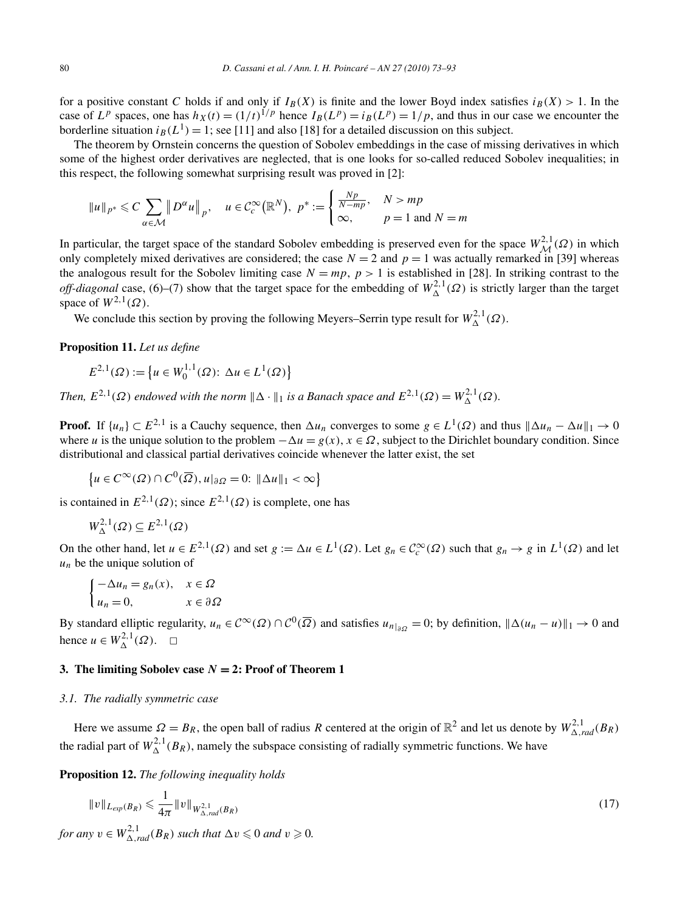for a positive constant $C$ holds if and only if $I_B(X)$ is finite and the lower Boyd index satisfies $i_B(X) > 1$. In the case of $L^p$ spaces, one has $h_X(t) = (1/t)^{1/p}$ hence $I_B(L^p) = i_B(L^p) = 1/p$, and thus in our case we encounter the borderline situation $i_B(L^1) = 1$; see [11] and also [18] for a detailed discussion on this subject.

The theorem by Ornstein concerns the question of Sobolev embeddings in the case of missing derivatives in which some of the highest order derivatives are neglected, that is one looks for so-called reduced Sobolev inequalities; in this respect, the following somewhat surprising result was proved in [2]:

$$\|u\|_{p^*} \leqslant C \sum_{\alpha \in \mathcal{M}} \left\| D^\alpha u \right\|_p, \quad u \in \mathcal{C}_c^\infty(\mathbb{R}^N),\ p^* := \begin{cases} \frac{Np}{N-mp}, & N > mp \\ \infty, & p = 1 \text{ and } N = m \end{cases}$$

In particular, the target space of the standard Sobolev embedding is preserved even for the space $W^{2,1}_{\mathcal{M}}(\Omega)$ in which only completely mixed derivatives are considered; the case $N = 2$ and $p = 1$ was actually remarked in [39] whereas the analogous result for the Sobolev limiting case $N = mp$, $p > 1$ is established in [28]. In striking contrast to the *off-diagonal* case, (6)–(7) show that the target space for the embedding of $W^{2,1}_\Delta(\Omega)$ is strictly larger than the target space of $W^{2,1}(\Omega)$.

We conclude this section by proving the following Meyers–Serrin type result for $W^{2,1}_\Delta(\Omega)$.

**Proposition 11.** *Let us define*

$$E^{2,1}(\Omega) := \left\{ u \in W_0^{1,1}(\Omega)\colon\ \Delta u \in L^1(\Omega) \right\}$$

*Then, $E^{2,1}(\Omega)$ endowed with the norm $\|\Delta \cdot\|_1$ is a Banach space and $E^{2,1}(\Omega) = W^{2,1}_\Delta(\Omega)$.*

**Proof.** If $\{u_n\} \subset E^{2,1}$ is a Cauchy sequence, then $\Delta u_n$ converges to some $g \in L^1(\Omega)$ and thus $\|\Delta u_n - \Delta u\|_1 \to 0$ where $u$ is the unique solution to the problem $-\Delta u = g(x)$, $x \in \Omega$, subject to the Dirichlet boundary condition. Since distributional and classical partial derivatives coincide whenever the latter exist, the set

$$\left\{ u \in C^\infty(\Omega) \cap C^0(\overline{\Omega}),\ u|_{\partial\Omega} = 0\colon\ \|\Delta u\|_1 < \infty \right\}$$

is contained in $E^{2,1}(\Omega)$; since $E^{2,1}(\Omega)$ is complete, one has

$$W^{2,1}_\Delta(\Omega) \subseteq E^{2,1}(\Omega)$$

On the other hand, let $u \in E^{2,1}(\Omega)$ and set $g := \Delta u \in L^1(\Omega)$. Let $g_n \in \mathcal{C}_c^\infty(\Omega)$ such that $g_n \to g$ in $L^1(\Omega)$ and let $u_n$ be the unique solution of

$$\begin{cases} -\Delta u_n = g_n(x), & x \in \Omega \\ u_n = 0, & x \in \partial\Omega \end{cases}$$

By standard elliptic regularity, $u_n \in \mathcal{C}^\infty(\Omega) \cap \mathcal{C}^0(\overline{\Omega})$ and satisfies $u_{n|_{\partial\Omega}} = 0$; by definition, $\|\Delta(u_n - u)\|_1 \to 0$ and hence $u \in W^{2,1}_\Delta(\Omega)$. $\square$

## 3. The limiting Sobolev case $N = 2$: Proof of Theorem 1

### 3.1. The radially symmetric case

Here we assume $\Omega = B_R$, the open ball of radius $R$ centered at the origin of $\mathbb{R}^2$ and let us denote by $W^{2,1}_{\Delta,rad}(B_R)$ the radial part of $W^{2,1}_\Delta(B_R)$, namely the subspace consisting of radially symmetric functions. We have

**Proposition 12.** *The following inequality holds*

$$\|v\|_{L_{exp}(B_R)} \leqslant \frac{1}{4\pi} \|v\|_{W^{2,1}_{\Delta,rad}(B_R)} \tag{17}$$

*for any $v \in W^{2,1}_{\Delta,rad}(B_R)$ such that $\Delta v \leqslant 0$ and $v \geqslant 0$.*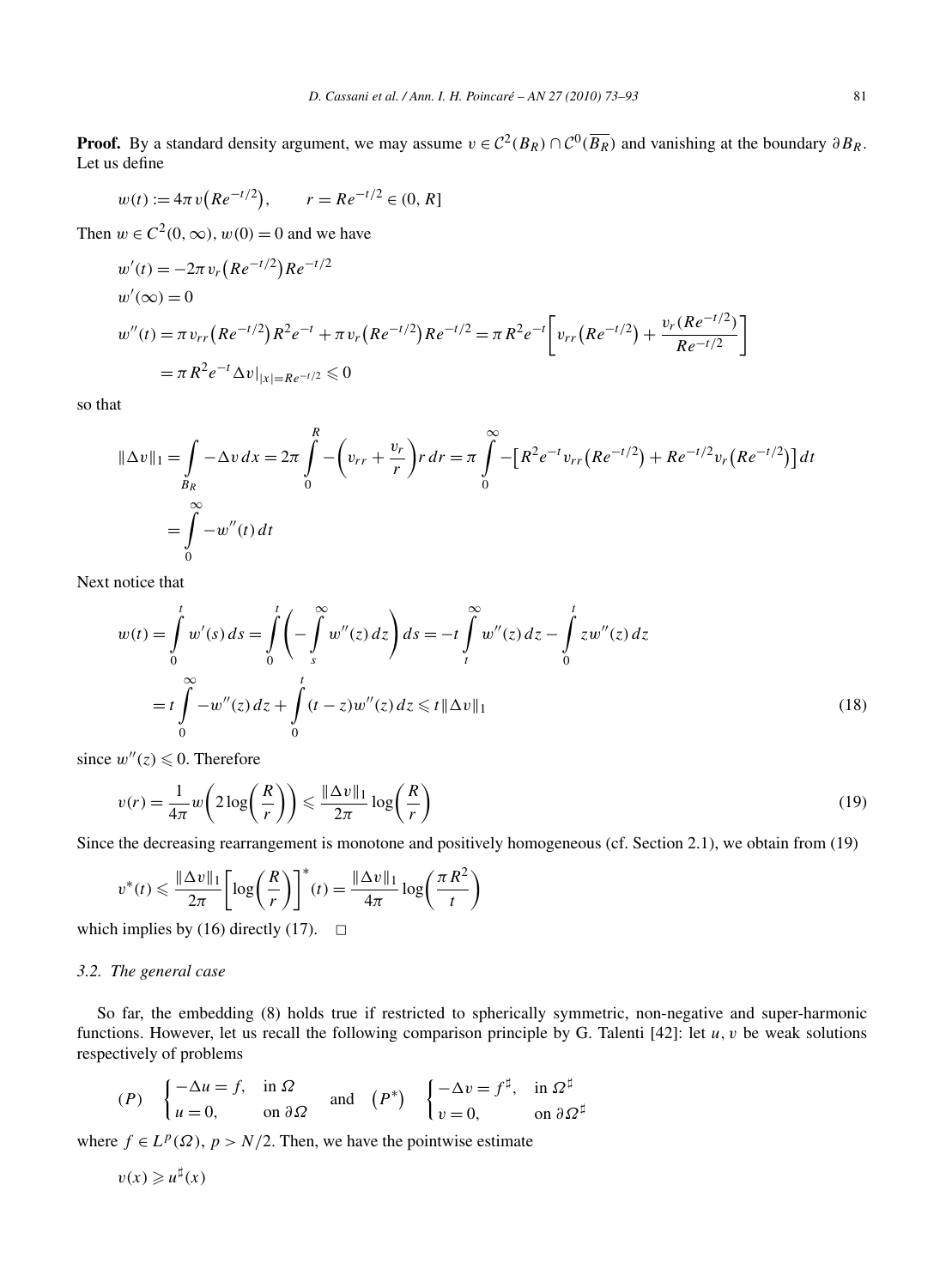**Proof.** By a standard density argument, we may assume $v \in \mathcal{C}^2(B_R) \cap \mathcal{C}^0(\overline{B_R})$ and vanishing at the boundary $\partial B_R$. Let us define

$$w(t) := 4\pi v\big(Re^{-t/2}\big), \qquad r = Re^{-t/2} \in (0, R]$$

Then $w \in C^2(0,\infty)$, $w(0) = 0$ and we have

$$\begin{aligned}
w'(t) &= -2\pi v_r\big(Re^{-t/2}\big)Re^{-t/2} \\
w'(\infty) &= 0 \\
w''(t) &= \pi v_{rr}\big(Re^{-t/2}\big)R^2 e^{-t} + \pi v_r\big(Re^{-t/2}\big)Re^{-t/2} = \pi R^2 e^{-t}\left[v_{rr}\big(Re^{-t/2}\big) + \frac{v_r(Re^{-t/2})}{Re^{-t/2}}\right] \\
&= \pi R^2 e^{-t} \Delta v|_{|x|=Re^{-t/2}} \leqslant 0
\end{aligned}$$

so that

$$\begin{aligned}
\|\Delta v\|_1 &= \int_{B_R} -\Delta v\,dx = 2\pi \int_0^R -\left(v_{rr} + \frac{v_r}{r}\right) r\,dr = \pi \int_0^\infty -\big[R^2 e^{-t} v_{rr}\big(Re^{-t/2}\big) + Re^{-t/2} v_r\big(Re^{-t/2}\big)\big]\,dt \\
&= \int_0^\infty -w''(t)\,dt
\end{aligned}$$

Next notice that

$$\begin{aligned}
w(t) &= \int_0^t w'(s)\,ds = \int_0^t \left(-\int_s^\infty w''(z)\,dz\right) ds = -t\int_t^\infty w''(z)\,dz - \int_0^t z w''(z)\,dz \\
&= t\int_0^\infty -w''(z)\,dz + \int_0^t (t-z)w''(z)\,dz \leqslant t\|\Delta v\|_1
\end{aligned} \tag{18}$$

since $w''(z) \leqslant 0$. Therefore

$$v(r) = \frac{1}{4\pi} w\left(2\log\left(\frac{R}{r}\right)\right) \leqslant \frac{\|\Delta v\|_1}{2\pi}\log\left(\frac{R}{r}\right) \tag{19}$$

Since the decreasing rearrangement is monotone and positively homogeneous (cf. Section 2.1), we obtain from (19)

$$v^*(t) \leqslant \frac{\|\Delta v\|_1}{2\pi}\left[\log\left(\frac{R}{r}\right)\right]^*(t) = \frac{\|\Delta v\|_1}{4\pi}\log\left(\frac{\pi R^2}{t}\right)$$

which implies by (16) directly (17). $\square$

### *3.2. The general case*

So far, the embedding (8) holds true if restricted to spherically symmetric, non-negative and super-harmonic functions. However, let us recall the following comparison principle by G. Talenti [42]: let $u, v$ be weak solutions respectively of problems

$$(P) \quad \begin{cases} -\Delta u = f, & \text{in } \Omega \\ u = 0, & \text{on } \partial\Omega \end{cases} \quad \text{and} \quad \big(P^*\big) \quad \begin{cases} -\Delta v = f^\sharp, & \text{in } \Omega^\sharp \\ v = 0, & \text{on } \partial\Omega^\sharp \end{cases}$$

where $f \in L^p(\Omega)$, $p > N/2$. Then, we have the pointwise estimate

$$v(x) \geqslant u^\sharp(x)$$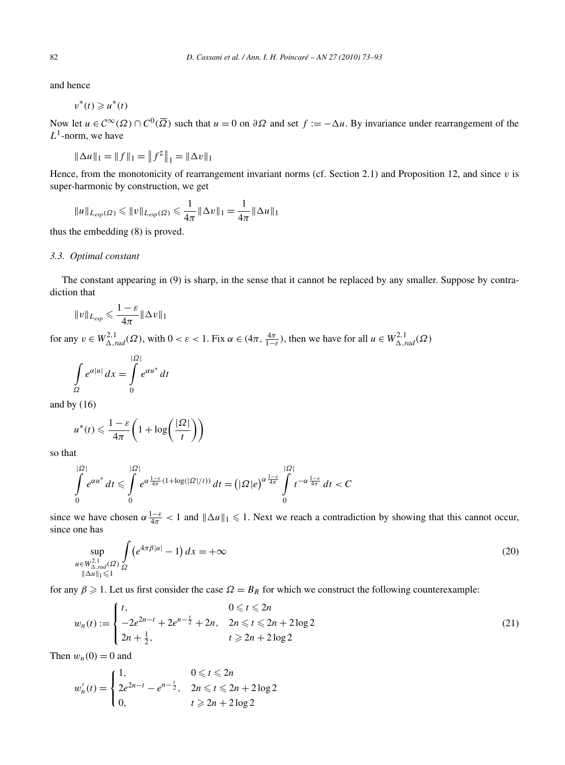and hence

$$v^*(t) \geqslant u^*(t)$$

Now let $u \in \mathcal{C}^\infty(\Omega) \cap C^0(\overline{\Omega})$ such that $u = 0$ on $\partial\Omega$ and set $f := -\Delta u$. By invariance under rearrangement of the $L^1$-norm, we have

$$\|\Delta u\|_1 = \|f\|_1 = \|f^\sharp\|_1 = \|\Delta v\|_1$$

Hence, from the monotonicity of rearrangement invariant norms (cf. Section 2.1) and Proposition 12, and since $v$ is super-harmonic by construction, we get

$$\|u\|_{L_{exp}(\Omega)} \leqslant \|v\|_{L_{exp}(\Omega)} \leqslant \frac{1}{4\pi}\|\Delta v\|_1 = \frac{1}{4\pi}\|\Delta u\|_1$$

thus the embedding (8) is proved.

### 3.3. Optimal constant

The constant appearing in (9) is sharp, in the sense that it cannot be replaced by any smaller. Suppose by contradiction that

$$\|v\|_{L_{exp}} \leqslant \frac{1-\varepsilon}{4\pi}\|\Delta v\|_1$$

for any $v \in W^{2,1}_{\Delta,rad}(\Omega)$, with $0 < \varepsilon < 1$. Fix $\alpha \in (4\pi, \frac{4\pi}{1-\varepsilon})$, then we have for all $u \in W^{2,1}_{\Delta,rad}(\Omega)$

$$\int_\Omega e^{\alpha|u|}\,dx = \int_0^{|\Omega|} e^{\alpha u^*}\,dt$$

and by (16)

$$u^*(t) \leqslant \frac{1-\varepsilon}{4\pi}\left(1 + \log\left(\frac{|\Omega|}{t}\right)\right)$$

so that

$$\int_0^{|\Omega|} e^{\alpha u^*}\,dt \leqslant \int_0^{|\Omega|} e^{\alpha\frac{1-\varepsilon}{4\pi}(1+\log(|\Omega|/t))}\,dt = \left(|\Omega|e\right)^{\alpha\frac{1-\varepsilon}{4\pi}} \int_0^{|\Omega|} t^{-\alpha\frac{1-\varepsilon}{4\pi}}\,dt < C$$

since we have chosen $\alpha\frac{1-\varepsilon}{4\pi} < 1$ and $\|\Delta u\|_1 \leqslant 1$. Next we reach a contradiction by showing that this cannot occur, since one has

$$\sup_{\substack{u \in W^{2,1}_{\Delta,rad}(\Omega)\\ \|\Delta u\|_1 \leqslant 1}} \int_\Omega \left(e^{4\pi\beta|u|} - 1\right)dx = +\infty \tag{20}$$

for any $\beta \geqslant 1$. Let us first consider the case $\Omega = B_R$ for which we construct the following counterexample:

$$w_n(t) := \begin{cases} t, & 0 \leqslant t \leqslant 2n \\ -2e^{2n-t} + 2e^{n-\frac{t}{2}} + 2n, & 2n \leqslant t \leqslant 2n + 2\log 2 \\ 2n + \frac{1}{2}, & t \geqslant 2n + 2\log 2 \end{cases} \tag{21}$$

Then $w_n(0) = 0$ and

$$w_n'(t) = \begin{cases} 1, & 0 \leqslant t \leqslant 2n \\ 2e^{2n-t} - e^{n-\frac{t}{2}}, & 2n \leqslant t \leqslant 2n + 2\log 2 \\ 0, & t \geqslant 2n + 2\log 2 \end{cases}$$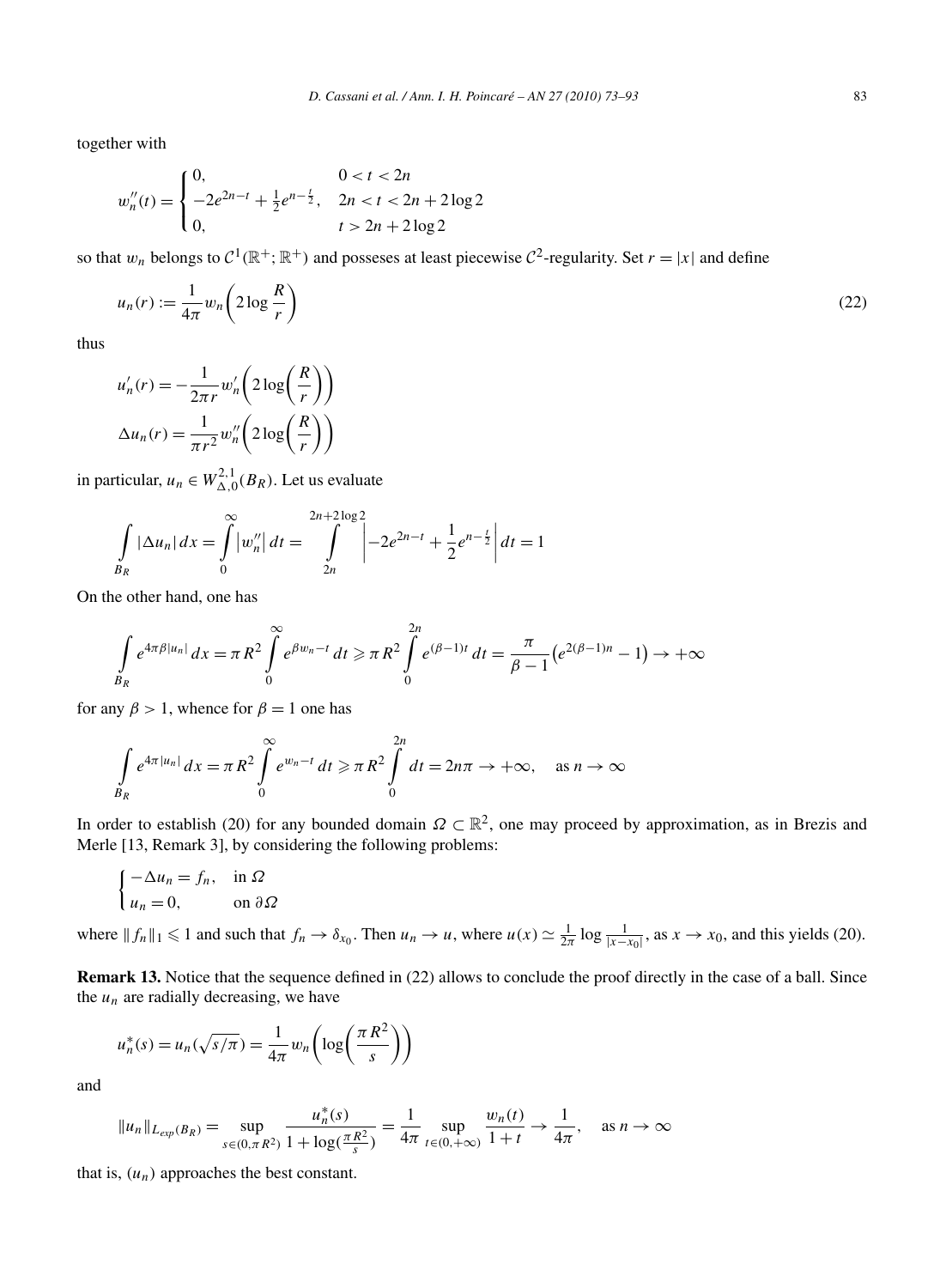together with

$$w_n''(t) = \begin{cases} 0, & 0 < t < 2n \\ -2e^{2n-t} + \frac{1}{2}e^{n-\frac{t}{2}}, & 2n < t < 2n + 2\log 2 \\ 0, & t > 2n + 2\log 2 \end{cases}$$

so that $w_n$ belongs to $\mathcal{C}^1(\mathbb{R}^+;\mathbb{R}^+)$ and posseses at least piecewise $\mathcal{C}^2$-regularity. Set $r = |x|$ and define

$$u_n(r) := \frac{1}{4\pi} w_n\left(2\log\frac{R}{r}\right) \tag{22}$$

thus

$$u_n'(r) = -\frac{1}{2\pi r} w_n'\left(2\log\left(\frac{R}{r}\right)\right)$$

$$\Delta u_n(r) = \frac{1}{\pi r^2} w_n''\left(2\log\left(\frac{R}{r}\right)\right)$$

in particular, $u_n \in W^{2,1}_{\Delta,0}(B_R)$. Let us evaluate

$$\int_{B_R} |\Delta u_n|\,dx = \int_0^\infty |w_n''|\,dt = \int_{2n}^{2n+2\log 2} \left|-2e^{2n-t} + \frac{1}{2}e^{n-\frac{t}{2}}\right| dt = 1$$

On the other hand, one has

$$\int_{B_R} e^{4\pi\beta|u_n|}\,dx = \pi R^2 \int_0^\infty e^{\beta w_n - t}\,dt \geqslant \pi R^2 \int_0^{2n} e^{(\beta-1)t}\,dt = \frac{\pi}{\beta-1}\left(e^{2(\beta-1)n} - 1\right) \to +\infty$$

for any $\beta > 1$, whence for $\beta = 1$ one has

$$\int_{B_R} e^{4\pi|u_n|}\,dx = \pi R^2 \int_0^\infty e^{w_n - t}\,dt \geqslant \pi R^2 \int_0^{2n} dt = 2n\pi \to +\infty, \quad \text{as } n \to \infty$$

In order to establish (20) for any bounded domain $\Omega \subset \mathbb{R}^2$, one may proceed by approximation, as in Brezis and Merle [13, Remark 3], by considering the following problems:

$$\begin{cases} -\Delta u_n = f_n, & \text{in } \Omega \\ u_n = 0, & \text{on } \partial\Omega \end{cases}$$

where $\|f_n\|_1 \leqslant 1$ and such that $f_n \to \delta_{x_0}$. Then $u_n \to u$, where $u(x) \simeq \frac{1}{2\pi}\log\frac{1}{|x-x_0|}$, as $x \to x_0$, and this yields (20).

**Remark 13.** Notice that the sequence defined in (22) allows to conclude the proof directly in the case of a ball. Since the $u_n$ are radially decreasing, we have

$$u_n^*(s) = u_n(\sqrt{s/\pi}) = \frac{1}{4\pi} w_n\left(\log\left(\frac{\pi R^2}{s}\right)\right)$$

and

$$\|u_n\|_{L_{exp}(B_R)} = \sup_{s\in(0,\pi R^2)} \frac{u_n^*(s)}{1 + \log(\frac{\pi R^2}{s})} = \frac{1}{4\pi} \sup_{t\in(0,+\infty)} \frac{w_n(t)}{1+t} \to \frac{1}{4\pi}, \quad \text{as } n \to \infty$$

that is, $(u_n)$ approaches the best constant.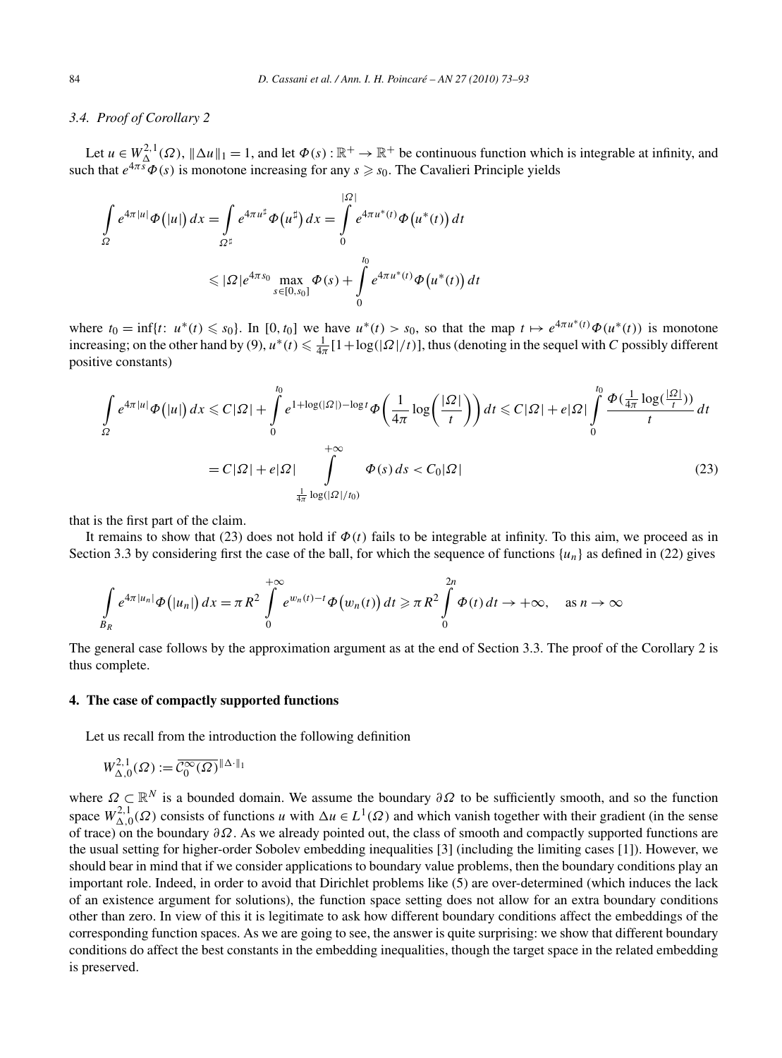### 3.4. Proof of Corollary 2

Let $u \in W^{2,1}_{\Delta}(\Omega)$, $\|\Delta u\|_1 = 1$, and let $\Phi(s) : \mathbb{R}^+ \to \mathbb{R}^+$ be continuous function which is integrable at infinity, and such that $e^{4\pi s}\Phi(s)$ is monotone increasing for any $s \geqslant s_0$. The Cavalieri Principle yields

$$\int_{\Omega} e^{4\pi|u|}\Phi\big(|u|\big)\,dx = \int_{\Omega^\sharp} e^{4\pi u^\sharp}\Phi\big(u^\sharp\big)\,dx = \int_0^{|\Omega|} e^{4\pi u^*(t)}\Phi\big(u^*(t)\big)\,dt$$

$$\leqslant |\Omega| e^{4\pi s_0} \max_{s\in[0,s_0]} \Phi(s) + \int_0^{t_0} e^{4\pi u^*(t)}\Phi\big(u^*(t)\big)\,dt$$

where $t_0 = \inf\{t\colon\ u^*(t) \leqslant s_0\}$. In $[0,t_0]$ we have $u^*(t) > s_0$, so that the map $t \mapsto e^{4\pi u^*(t)}\Phi(u^*(t))$ is monotone increasing; on the other hand by (9), $u^*(t) \leqslant \frac{1}{4\pi}[1+\log(|\Omega|/t)]$, thus (denoting in the sequel with $C$ possibly different positive constants)

$$\int_{\Omega} e^{4\pi|u|}\Phi\big(|u|\big)\,dx \leqslant C|\Omega| + \int_0^{t_0} e^{1+\log(|\Omega|)-\log t}\,\Phi\left(\frac{1}{4\pi}\log\left(\frac{|\Omega|}{t}\right)\right)dt \leqslant C|\Omega| + e|\Omega|\int_0^{t_0} \frac{\Phi(\frac{1}{4\pi}\log(\frac{|\Omega|}{t}))}{t}\,dt$$

$$= C|\Omega| + e|\Omega| \int_{\frac{1}{4\pi}\log(|\Omega|/t_0)}^{+\infty} \Phi(s)\,ds < C_0|\Omega| \tag{23}$$

that is the first part of the claim.

It remains to show that (23) does not hold if $\Phi(t)$ fails to be integrable at infinity. To this aim, we proceed as in Section 3.3 by considering first the case of the ball, for which the sequence of functions $\{u_n\}$ as defined in (22) gives

$$\int_{B_R} e^{4\pi|u_n|}\Phi\big(|u_n|\big)\,dx = \pi R^2 \int_0^{+\infty} e^{w_n(t)-t}\Phi\big(w_n(t)\big)\,dt \geqslant \pi R^2 \int_0^{2n} \Phi(t)\,dt \to +\infty, \quad \text{as } n \to \infty$$

The general case follows by the approximation argument as at the end of Section 3.3. The proof of the Corollary 2 is thus complete.

## 4. The case of compactly supported functions

Let us recall from the introduction the following definition

$$W^{2,1}_{\Delta,0}(\Omega) := \overline{C_0^\infty(\Omega)}^{\|\Delta\cdot\|_1}$$

where $\Omega \subset \mathbb{R}^N$ is a bounded domain. We assume the boundary $\partial\Omega$ to be sufficiently smooth, and so the function space $W^{2,1}_{\Delta,0}(\Omega)$ consists of functions $u$ with $\Delta u \in L^1(\Omega)$ and which vanish together with their gradient (in the sense of trace) on the boundary $\partial\Omega$. As we already pointed out, the class of smooth and compactly supported functions are the usual setting for higher-order Sobolev embedding inequalities [3] (including the limiting cases [1]). However, we should bear in mind that if we consider applications to boundary value problems, then the boundary conditions play an important role. Indeed, in order to avoid that Dirichlet problems like (5) are over-determined (which induces the lack of an existence argument for solutions), the function space setting does not allow for an extra boundary conditions other than zero. In view of this it is legitimate to ask how different boundary conditions affect the embeddings of the corresponding function spaces. As we are going to see, the answer is quite surprising: we show that different boundary conditions do affect the best constants in the embedding inequalities, though the target space in the related embedding is preserved.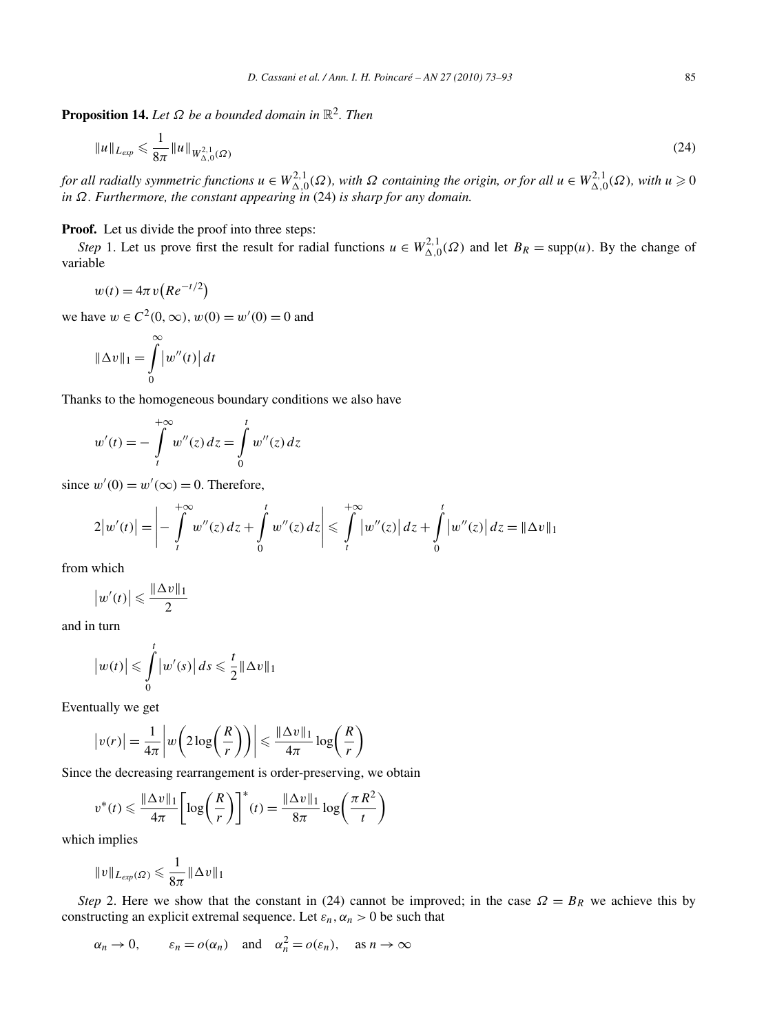**Proposition 14.** *Let $\Omega$ be a bounded domain in $\mathbb{R}^2$. Then*

$$\|u\|_{L_{exp}} \leqslant \frac{1}{8\pi}\|u\|_{W^{2,1}_{\Delta,0}(\Omega)} \tag{24}$$

*for all radially symmetric functions $u \in W^{2,1}_{\Delta,0}(\Omega)$, with $\Omega$ containing the origin, or for all $u \in W^{2,1}_{\Delta,0}(\Omega)$, with $u \geqslant 0$ in $\Omega$. Furthermore, the constant appearing in* (24) *is sharp for any domain.*

**Proof.** Let us divide the proof into three steps:

*Step* 1. Let us prove first the result for radial functions $u \in W^{2,1}_{\Delta,0}(\Omega)$ and let $B_R = \operatorname{supp}(u)$. By the change of variable

$$w(t) = 4\pi v\big(Re^{-t/2}\big)$$

we have $w \in C^2(0,\infty)$, $w(0) = w'(0) = 0$ and

$$\|\Delta v\|_1 = \int_0^\infty \big|w''(t)\big|\,dt$$

Thanks to the homogeneous boundary conditions we also have

$$w'(t) = -\int_t^{+\infty} w''(z)\,dz = \int_0^t w''(z)\,dz$$

since $w'(0) = w'(\infty) = 0$. Therefore,

$$2\big|w'(t)\big| = \left|-\int_t^{+\infty} w''(z)\,dz + \int_0^t w''(z)\,dz\right| \leqslant \int_t^{+\infty}\big|w''(z)\big|\,dz + \int_0^t \big|w''(z)\big|\,dz = \|\Delta v\|_1$$

from which

$$\big|w'(t)\big| \leqslant \frac{\|\Delta v\|_1}{2}$$

and in turn

$$\big|w(t)\big| \leqslant \int_0^t \big|w'(s)\big|\,ds \leqslant \frac{t}{2}\|\Delta v\|_1$$

Eventually we get

$$\big|v(r)\big| = \frac{1}{4\pi}\left|w\left(2\log\left(\frac{R}{r}\right)\right)\right| \leqslant \frac{\|\Delta v\|_1}{4\pi}\log\left(\frac{R}{r}\right)$$

Since the decreasing rearrangement is order-preserving, we obtain

$$v^*(t) \leqslant \frac{\|\Delta v\|_1}{4\pi}\left[\log\left(\frac{R}{r}\right)\right]^*(t) = \frac{\|\Delta v\|_1}{8\pi}\log\left(\frac{\pi R^2}{t}\right)$$

which implies

$$\|v\|_{L_{exp}(\Omega)} \leqslant \frac{1}{8\pi}\|\Delta v\|_1$$

*Step* 2. Here we show that the constant in (24) cannot be improved; in the case $\Omega = B_R$ we achieve this by constructing an explicit extremal sequence. Let $\varepsilon_n, \alpha_n > 0$ be such that

$$\alpha_n \to 0, \qquad \varepsilon_n = o(\alpha_n) \quad \text{and} \quad \alpha_n^2 = o(\varepsilon_n), \quad \text{as } n \to \infty$$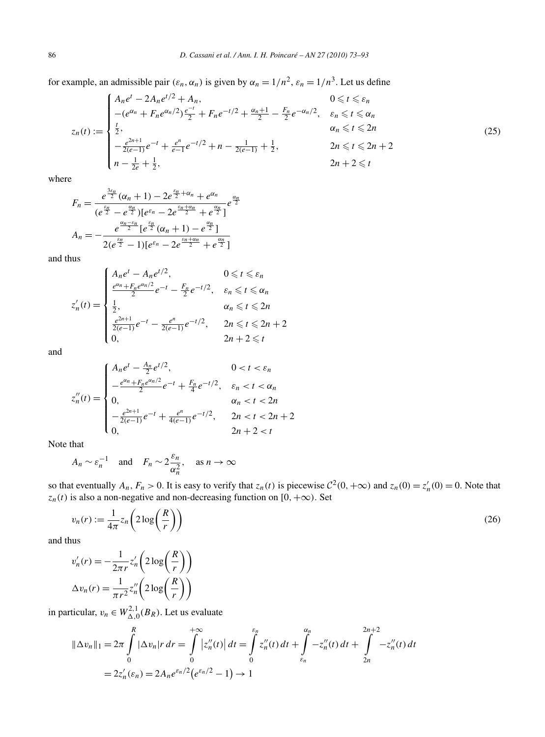for example, an admissible pair $(\varepsilon_n, \alpha_n)$ is given by $\alpha_n = 1/n^2$, $\varepsilon_n = 1/n^3$. Let us define

$$
z_n(t) := \begin{cases} A_n e^t - 2A_n e^{t/2} + A_n, & 0 \leqslant t \leqslant \varepsilon_n \\ -(e^{\alpha_n} + F_n e^{\alpha_n/2})\frac{e^{-t}}{2} + F_n e^{-t/2} + \frac{\alpha_n+1}{2} - \frac{F_n}{2} e^{-\alpha_n/2}, & \varepsilon_n \leqslant t \leqslant \alpha_n \\ \frac{t}{2}, & \alpha_n \leqslant t \leqslant 2n \\ -\frac{e^{2n+1}}{2(e-1)} e^{-t} + \frac{e^n}{e-1} e^{-t/2} + n - \frac{1}{2(e-1)} + \frac{1}{2}, & 2n \leqslant t \leqslant 2n+2 \\ n - \frac{1}{2e} + \frac{1}{2}, & 2n+2 \leqslant t \end{cases} \tag{25}
$$

where

$$
F_n = \frac{e^{\frac{3\varepsilon_n}{2}}(\alpha_n + 1) - 2e^{\frac{\varepsilon_n}{2} + \alpha_n} + e^{\alpha_n}}{(e^{\frac{\varepsilon_n}{2}} - e^{\frac{\alpha_n}{2}})[e^{\varepsilon_n} - 2e^{\frac{\varepsilon_n + \alpha_n}{2}} + e^{\frac{\alpha_n}{2}}]} e^{\frac{\alpha_n}{2}}
$$

$$
A_n = -\frac{e^{\frac{\alpha_n - \varepsilon_n}{2}}[e^{\frac{\varepsilon_n}{2}}(\alpha_n + 1) - e^{\frac{\alpha_n}{2}}]}{2(e^{\frac{\varepsilon_n}{2}} - 1)[e^{\varepsilon_n} - 2e^{\frac{\varepsilon_n + \alpha_n}{2}} + e^{\frac{\alpha_n}{2}}]}
$$

and thus

$$
z_n'(t) = \begin{cases} A_n e^t - A_n e^{t/2}, & 0 \leqslant t \leqslant \varepsilon_n \\ \frac{e^{\alpha_n} + F_n e^{\alpha_n/2}}{2} e^{-t} - \frac{F_n}{2} e^{-t/2}, & \varepsilon_n \leqslant t \leqslant \alpha_n \\ \frac{1}{2}, & \alpha_n \leqslant t \leqslant 2n \\ \frac{e^{2n+1}}{2(e-1)} e^{-t} - \frac{e^n}{2(e-1)} e^{-t/2}, & 2n \leqslant t \leqslant 2n+2 \\ 0, & 2n+2 \leqslant t \end{cases}
$$

and

$$
z_n''(t) = \begin{cases} A_n e^t - \frac{A_n}{2} e^{t/2}, & 0 < t < \varepsilon_n \\ -\frac{e^{\alpha_n} + F_n e^{\alpha_n/2}}{2} e^{-t} + \frac{F_n}{4} e^{-t/2}, & \varepsilon_n < t < \alpha_n \\ 0, & \alpha_n < t < 2n \\ -\frac{e^{2n+1}}{2(e-1)} e^{-t} + \frac{e^n}{4(e-1)} e^{-t/2}, & 2n < t < 2n+2 \\ 0, & 2n+2 < t \end{cases}
$$

Note that

$$
A_n \sim \varepsilon_n^{-1} \quad \text{and} \quad F_n \sim 2\frac{\varepsilon_n}{\alpha_n^2}, \quad \text{as } n \to \infty
$$

so that eventually $A_n, F_n > 0$. It is easy to verify that $z_n(t)$ is piecewise $\mathcal{C}^2(0, +\infty)$ and $z_n(0) = z_n'(0) = 0$. Note that $z_n(t)$ is also a non-negative and non-decreasing function on $[0, +\infty)$. Set

$$
v_n(r) := \frac{1}{4\pi} z_n\left(2\log\left(\frac{R}{r}\right)\right) \tag{26}
$$

and thus

$$
v_n'(r) = -\frac{1}{2\pi r} z_n'\left(2\log\left(\frac{R}{r}\right)\right)
$$

$$
\Delta v_n(r) = \frac{1}{\pi r^2} z_n''\left(2\log\left(\frac{R}{r}\right)\right)
$$

in particular, $v_n \in W^{2,1}_{\Delta,0}(B_R)$. Let us evaluate

$$
\begin{aligned}
\|\Delta v_n\|_1 &= 2\pi \int_0^R |\Delta v_n| r \, dr = \int_0^{+\infty} \left|z_n''(t)\right| dt = \int_0^{\varepsilon_n} z_n''(t)\, dt + \int_{\varepsilon_n}^{\alpha_n} -z_n''(t)\, dt + \int_{2n}^{2n+2} -z_n''(t)\, dt \\
&= 2z_n'(\varepsilon_n) = 2A_n e^{\varepsilon_n/2}\left(e^{\varepsilon_n/2} - 1\right) \to 1
\end{aligned}
$$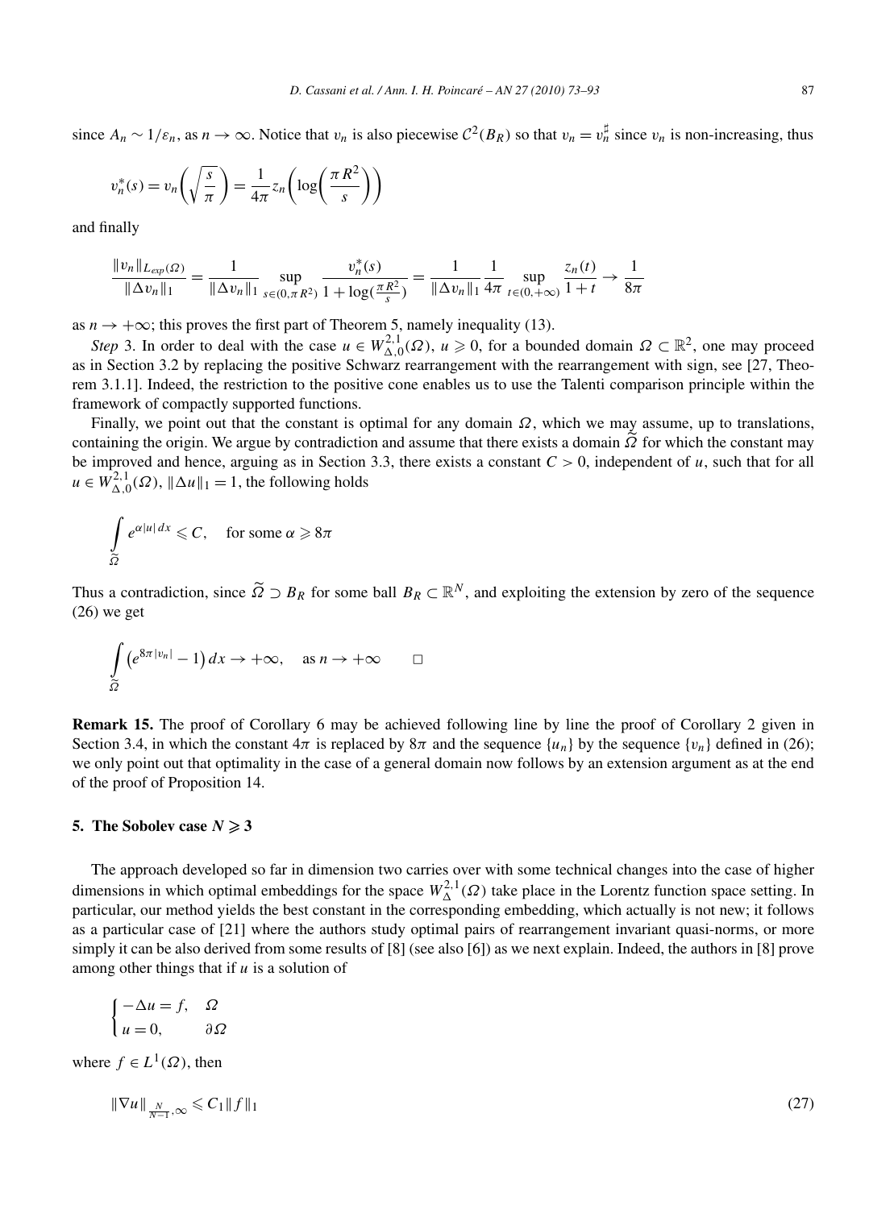since $A_n \sim 1/\varepsilon_n$, as $n \to \infty$. Notice that $v_n$ is also piecewise $\mathcal{C}^2(B_R)$ so that $v_n = v_n^\sharp$ since $v_n$ is non-increasing, thus

$$v_n^*(s) = v_n\left(\sqrt{\frac{s}{\pi}}\right) = \frac{1}{4\pi} z_n\left(\log\left(\frac{\pi R^2}{s}\right)\right)$$

and finally

$$\frac{\|v_n\|_{L_{exp}(\Omega)}}{\|\Delta v_n\|_1} = \frac{1}{\|\Delta v_n\|_1} \sup_{s\in(0,\pi R^2)} \frac{v_n^*(s)}{1+\log(\frac{\pi R^2}{s})} = \frac{1}{\|\Delta v_n\|_1}\frac{1}{4\pi} \sup_{t\in(0,+\infty)} \frac{z_n(t)}{1+t} \to \frac{1}{8\pi}$$

as $n \to +\infty$; this proves the first part of Theorem 5, namely inequality (13).

*Step* 3. In order to deal with the case $u \in W^{2,1}_{\Delta,0}(\Omega)$, $u \geqslant 0$, for a bounded domain $\Omega \subset \mathbb{R}^2$, one may proceed as in Section 3.2 by replacing the positive Schwarz rearrangement with the rearrangement with sign, see [27, Theorem 3.1.1]. Indeed, the restriction to the positive cone enables us to use the Talenti comparison principle within the framework of compactly supported functions.

Finally, we point out that the constant is optimal for any domain $\Omega$, which we may assume, up to translations, containing the origin. We argue by contradiction and assume that there exists a domain $\widetilde{\Omega}$ for which the constant may be improved and hence, arguing as in Section 3.3, there exists a constant $C > 0$, independent of $u$, such that for all $u \in W^{2,1}_{\Delta,0}(\Omega)$, $\|\Delta u\|_1 = 1$, the following holds

$$\int_{\widetilde{\Omega}} e^{\alpha|u|\,dx} \leqslant C, \quad \text{for some } \alpha \geqslant 8\pi$$

Thus a contradiction, since $\widetilde{\Omega} \supset B_R$ for some ball $B_R \subset \mathbb{R}^N$, and exploiting the extension by zero of the sequence (26) we get

$$\int_{\widetilde{\Omega}} \left(e^{8\pi|v_n|} - 1\right) dx \to +\infty, \quad \text{as } n \to +\infty \qquad \square$$

**Remark 15.** The proof of Corollary 6 may be achieved following line by line the proof of Corollary 2 given in Section 3.4, in which the constant $4\pi$ is replaced by $8\pi$ and the sequence $\{u_n\}$ by the sequence $\{v_n\}$ defined in (26); we only point out that optimality in the case of a general domain now follows by an extension argument as at the end of the proof of Proposition 14.

## 5. The Sobolev case $N \geqslant 3$

The approach developed so far in dimension two carries over with some technical changes into the case of higher dimensions in which optimal embeddings for the space $W^{2,1}_{\Delta}(\Omega)$ take place in the Lorentz function space setting. In particular, our method yields the best constant in the corresponding embedding, which actually is not new; it follows as a particular case of [21] where the authors study optimal pairs of rearrangement invariant quasi-norms, or more simply it can be also derived from some results of [8] (see also [6]) as we next explain. Indeed, the authors in [8] prove among other things that if $u$ is a solution of

$$\begin{cases} -\Delta u = f, & \Omega \\ u = 0, & \partial\Omega \end{cases}$$

where $f \in L^1(\Omega)$, then

$$\|\nabla u\|_{\frac{N}{N-1},\infty} \leqslant C_1 \|f\|_1 \tag{27}$$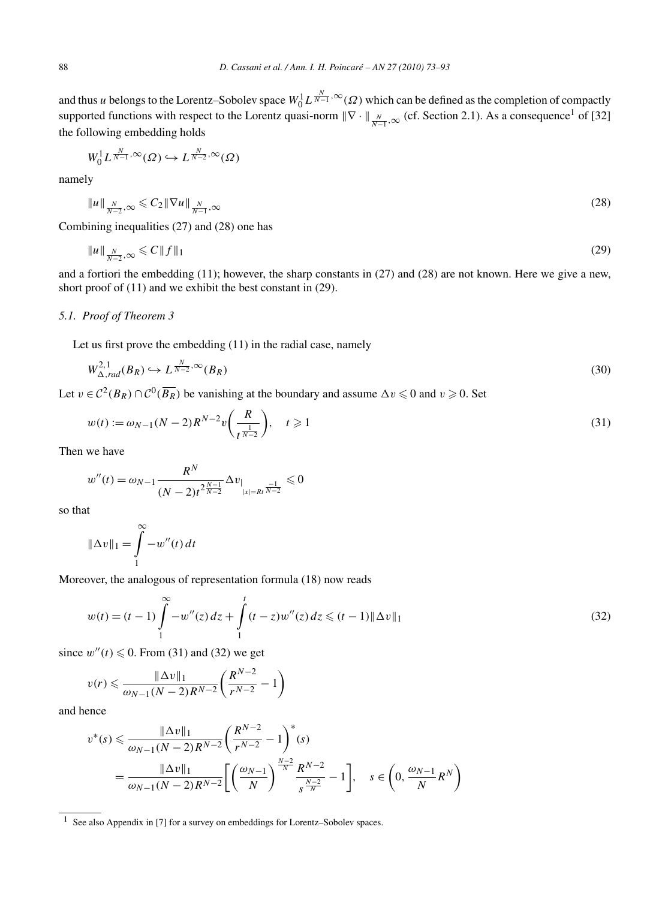and thus $u$ belongs to the Lorentz–Sobolev space $W_0^1 L^{\frac{N}{N-1},\infty}(\Omega)$ which can be defined as the completion of compactly supported functions with respect to the Lorentz quasi-norm $\|\nabla \cdot\|_{\frac{N}{N-1},\infty}$ (cf. Section 2.1). As a consequence[1] of [32] the following embedding holds

$$W_0^1 L^{\frac{N}{N-1},\infty}(\Omega) \hookrightarrow L^{\frac{N}{N-2},\infty}(\Omega)$$

namely

$$\|u\|_{\frac{N}{N-2},\infty} \leqslant C_2 \|\nabla u\|_{\frac{N}{N-1},\infty} \tag{28}$$

Combining inequalities (27) and (28) one has

$$\|u\|_{\frac{N}{N-2},\infty} \leqslant C \|f\|_1 \tag{29}$$

and a fortiori the embedding (11); however, the sharp constants in (27) and (28) are not known. Here we give a new, short proof of (11) and we exhibit the best constant in (29).

### 5.1. Proof of Theorem 3

Let us first prove the embedding (11) in the radial case, namely

$$W^{2,1}_{\Delta,rad}(B_R) \hookrightarrow L^{\frac{N}{N-2},\infty}(B_R) \tag{30}$$

Let $v \in \mathcal{C}^2(B_R) \cap \mathcal{C}^0(\overline{B_R})$ be vanishing at the boundary and assume $\Delta v \leqslant 0$ and $v \geqslant 0$. Set

$$w(t) := \omega_{N-1}(N-2)R^{N-2} v\left(\frac{R}{t^{\frac{1}{N-2}}}\right), \quad t \geqslant 1 \tag{31}$$

Then we have

$$w''(t) = \omega_{N-1} \frac{R^N}{(N-2)t^{2\frac{N-1}{N-2}}} \Delta v_{|_{|x|=Rt^{\frac{-1}{N-2}}}} \leqslant 0$$

so that

$$\|\Delta v\|_1 = \int_1^\infty -w''(t)\,dt$$

Moreover, the analogous of representation formula (18) now reads

$$w(t) = (t-1)\int_1^\infty -w''(z)\,dz + \int_1^t (t-z)w''(z)\,dz \leqslant (t-1)\|\Delta v\|_1 \tag{32}$$

since $w''(t) \leqslant 0$. From (31) and (32) we get

$$v(r) \leqslant \frac{\|\Delta v\|_1}{\omega_{N-1}(N-2)R^{N-2}}\left(\frac{R^{N-2}}{r^{N-2}} - 1\right)$$

and hence

$$\begin{aligned} v^*(s) &\leqslant \frac{\|\Delta v\|_1}{\omega_{N-1}(N-2)R^{N-2}}\left(\frac{R^{N-2}}{r^{N-2}} - 1\right)^*(s) \\ &= \frac{\|\Delta v\|_1}{\omega_{N-1}(N-2)R^{N-2}}\left[\left(\frac{\omega_{N-1}}{N}\right)^{\frac{N-2}{N}} \frac{R^{N-2}}{s^{\frac{N-2}{N}}} - 1\right], \quad s \in \left(0, \frac{\omega_{N-1}}{N}R^N\right) \end{aligned}$$

---

[1] See also Appendix in [7] for a survey on embeddings for Lorentz–Sobolev spaces.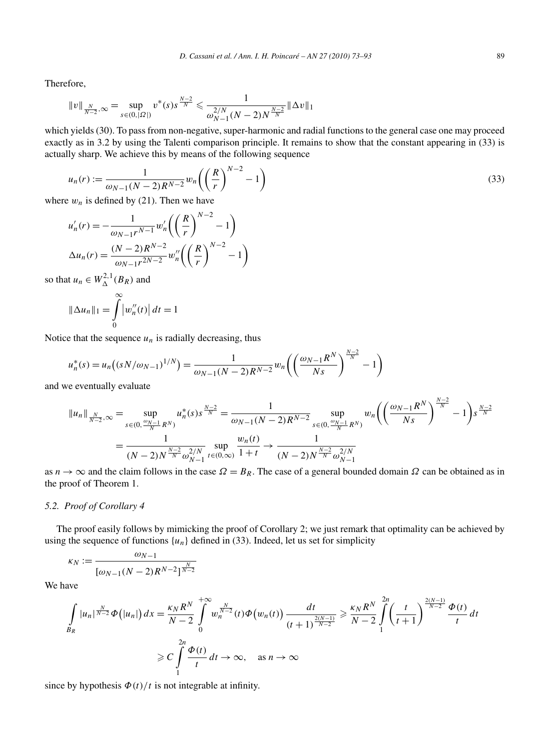Therefore,

$$\|v\|_{\frac{N}{N-2},\infty} = \sup_{s\in(0,|\Omega|)} v^*(s)s^{\frac{N-2}{N}} \leqslant \frac{1}{\omega_{N-1}^{2/N}(N-2)N^{\frac{N-2}{N}}}\|\Delta v\|_1$$

which yields (30). To pass from non-negative, super-harmonic and radial functions to the general case one may proceed exactly as in 3.2 by using the Talenti comparison principle. It remains to show that the constant appearing in (33) is actually sharp. We achieve this by means of the following sequence

$$u_n(r) := \frac{1}{\omega_{N-1}(N-2)R^{N-2}} w_n\left(\left(\frac{R}{r}\right)^{N-2} - 1\right) \tag{33}$$

where $w_n$ is defined by (21). Then we have

$$u_n'(r) = -\frac{1}{\omega_{N-1}r^{N-1}} w_n'\left(\left(\frac{R}{r}\right)^{N-2} - 1\right)$$

$$\Delta u_n(r) = \frac{(N-2)R^{N-2}}{\omega_{N-1}r^{2N-2}} w_n''\left(\left(\frac{R}{r}\right)^{N-2} - 1\right)$$

so that $u_n \in W^{2,1}_\Delta(B_R)$ and

$$\|\Delta u_n\|_1 = \int_0^\infty \left|w_n''(t)\right| dt = 1$$

Notice that the sequence $u_n$ is radially decreasing, thus

$$u_n^*(s) = u_n\big((sN/\omega_{N-1})^{1/N}\big) = \frac{1}{\omega_{N-1}(N-2)R^{N-2}} w_n\left(\left(\frac{\omega_{N-1}R^N}{Ns}\right)^{\frac{N-2}{N}} - 1\right)$$

and we eventually evaluate

$$\begin{aligned}
\|u_n\|_{\frac{N}{N-2},\infty} &= \sup_{s\in(0,\frac{\omega_{N-1}}{N}R^N)} u_n^*(s)s^{\frac{N-2}{N}} = \frac{1}{\omega_{N-1}(N-2)R^{N-2}} \sup_{s\in(0,\frac{\omega_{N-1}}{N}R^N)} w_n\left(\left(\frac{\omega_{N-1}R^N}{Ns}\right)^{\frac{N-2}{N}} - 1\right)s^{\frac{N-2}{N}} \\
&= \frac{1}{(N-2)N^{\frac{N-2}{N}}\omega_{N-1}^{2/N}} \sup_{t\in(0,\infty)} \frac{w_n(t)}{1+t} \to \frac{1}{(N-2)N^{\frac{N-2}{N}}\omega_{N-1}^{2/N}}
\end{aligned}$$

as $n \to \infty$ and the claim follows in the case $\Omega = B_R$. The case of a general bounded domain $\Omega$ can be obtained as in the proof of Theorem 1.

### 5.2. *Proof of Corollary 4*

The proof easily follows by mimicking the proof of Corollary 2; we just remark that optimality can be achieved by using the sequence of functions $\{u_n\}$ defined in (33). Indeed, let us set for simplicity

$$\kappa_N := \frac{\omega_{N-1}}{[\omega_{N-1}(N-2)R^{N-2}]^{\frac{N}{N-2}}}$$

We have

$$\begin{aligned}
\int_{B_R} |u_n|^{\frac{N}{N-2}}\Phi\big(|u_n|\big)\,dx &= \frac{\kappa_N R^N}{N-2}\int_0^{+\infty} w_n^{\frac{N}{N-2}}(t)\Phi\big(w_n(t)\big)\frac{dt}{(t+1)^{\frac{2(N-1)}{N-2}}} \geqslant \frac{\kappa_N R^N}{N-2}\int_1^{2n}\left(\frac{t}{t+1}\right)^{\frac{2(N-1)}{N-2}}\frac{\Phi(t)}{t}\,dt \\
&\geqslant C\int_1^{2n}\frac{\Phi(t)}{t}\,dt \to \infty, \quad \text{as } n \to \infty
\end{aligned}$$

since by hypothesis $\Phi(t)/t$ is not integrable at infinity.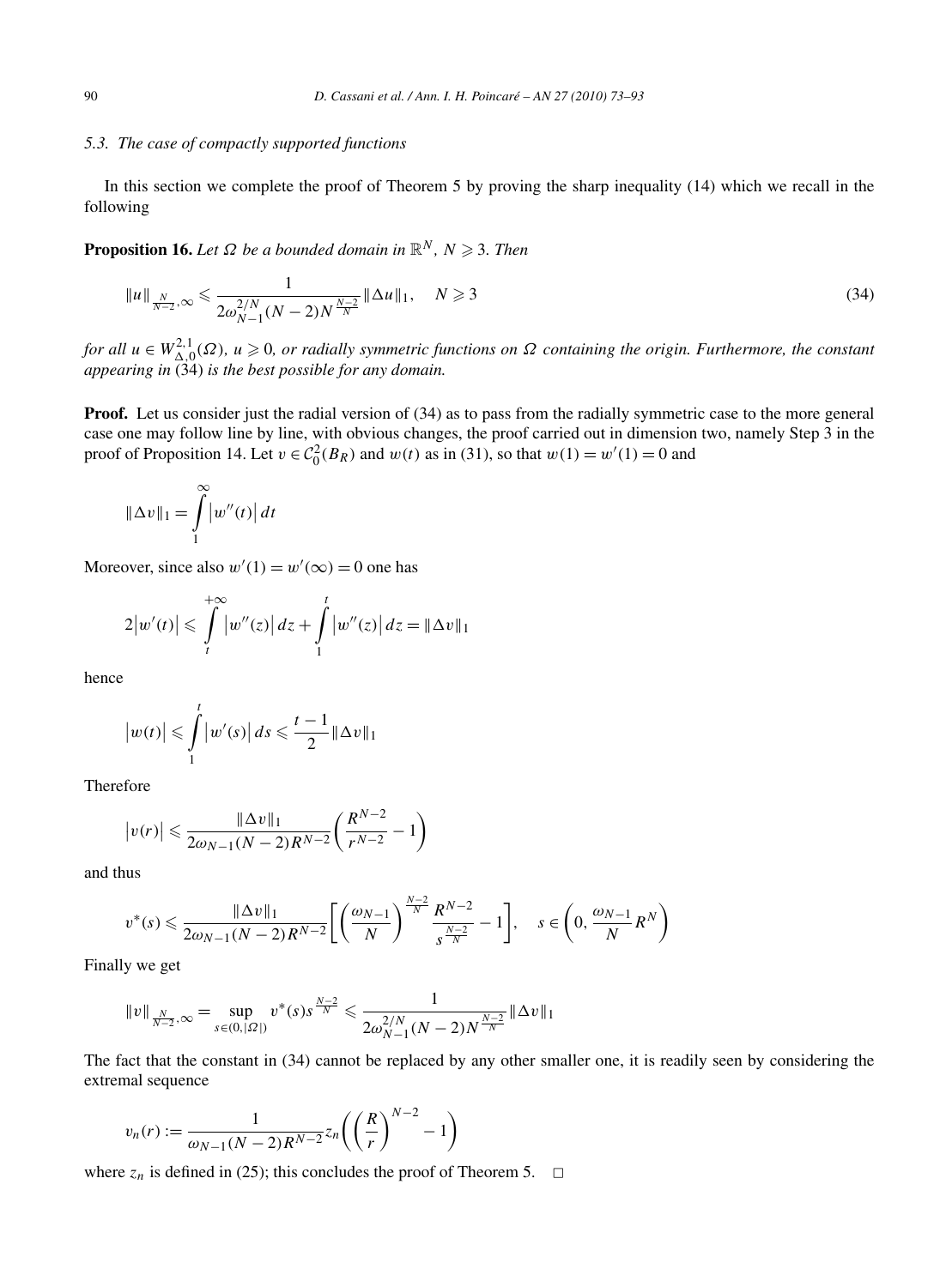*5.3. The case of compactly supported functions*

In this section we complete the proof of Theorem 5 by proving the sharp inequality (14) which we recall in the following

**Proposition 16.** *Let $\Omega$ be a bounded domain in $\mathbb{R}^N$, $N \geqslant 3$. Then*

$$\|u\|_{\frac{N}{N-2},\infty} \leqslant \frac{1}{2\omega_{N-1}^{2/N}(N-2)N^{\frac{N-2}{N}}}\|\Delta u\|_1, \quad N \geqslant 3 \tag{34}$$

*for all $u \in W^{2,1}_{\Delta,0}(\Omega)$, $u \geqslant 0$, or radially symmetric functions on $\Omega$ containing the origin. Furthermore, the constant appearing in* (34) *is the best possible for any domain.*

**Proof.** Let us consider just the radial version of (34) as to pass from the radially symmetric case to the more general case one may follow line by line, with obvious changes, the proof carried out in dimension two, namely Step 3 in the proof of Proposition 14. Let $v \in \mathcal{C}^2_0(B_R)$ and $w(t)$ as in (31), so that $w(1) = w'(1) = 0$ and

$$\|\Delta v\|_1 = \int_1^\infty \left|w''(t)\right| dt$$

Moreover, since also $w'(1) = w'(\infty) = 0$ one has

$$2\left|w'(t)\right| \leqslant \int_t^{+\infty} \left|w''(z)\right| dz + \int_1^t \left|w''(z)\right| dz = \|\Delta v\|_1$$

hence

$$\left|w(t)\right| \leqslant \int_1^t \left|w'(s)\right| ds \leqslant \frac{t-1}{2}\|\Delta v\|_1$$

Therefore

$$\left|v(r)\right| \leqslant \frac{\|\Delta v\|_1}{2\omega_{N-1}(N-2)R^{N-2}}\left(\frac{R^{N-2}}{r^{N-2}} - 1\right)$$

and thus

$$v^*(s) \leqslant \frac{\|\Delta v\|_1}{2\omega_{N-1}(N-2)R^{N-2}}\left[\left(\frac{\omega_{N-1}}{N}\right)^{\frac{N-2}{N}}\frac{R^{N-2}}{s^{\frac{N-2}{N}}} - 1\right], \quad s \in \left(0, \frac{\omega_{N-1}}{N}R^N\right)$$

Finally we get

$$\|v\|_{\frac{N}{N-2},\infty} = \sup_{s\in(0,|\Omega|)} v^*(s)s^{\frac{N-2}{N}} \leqslant \frac{1}{2\omega_{N-1}^{2/N}(N-2)N^{\frac{N-2}{N}}}\|\Delta v\|_1$$

The fact that the constant in (34) cannot be replaced by any other smaller one, it is readily seen by considering the extremal sequence

$$v_n(r) := \frac{1}{\omega_{N-1}(N-2)R^{N-2}} z_n\left(\left(\frac{R}{r}\right)^{N-2} - 1\right)$$

where $z_n$ is defined in (25); this concludes the proof of Theorem 5. $\square$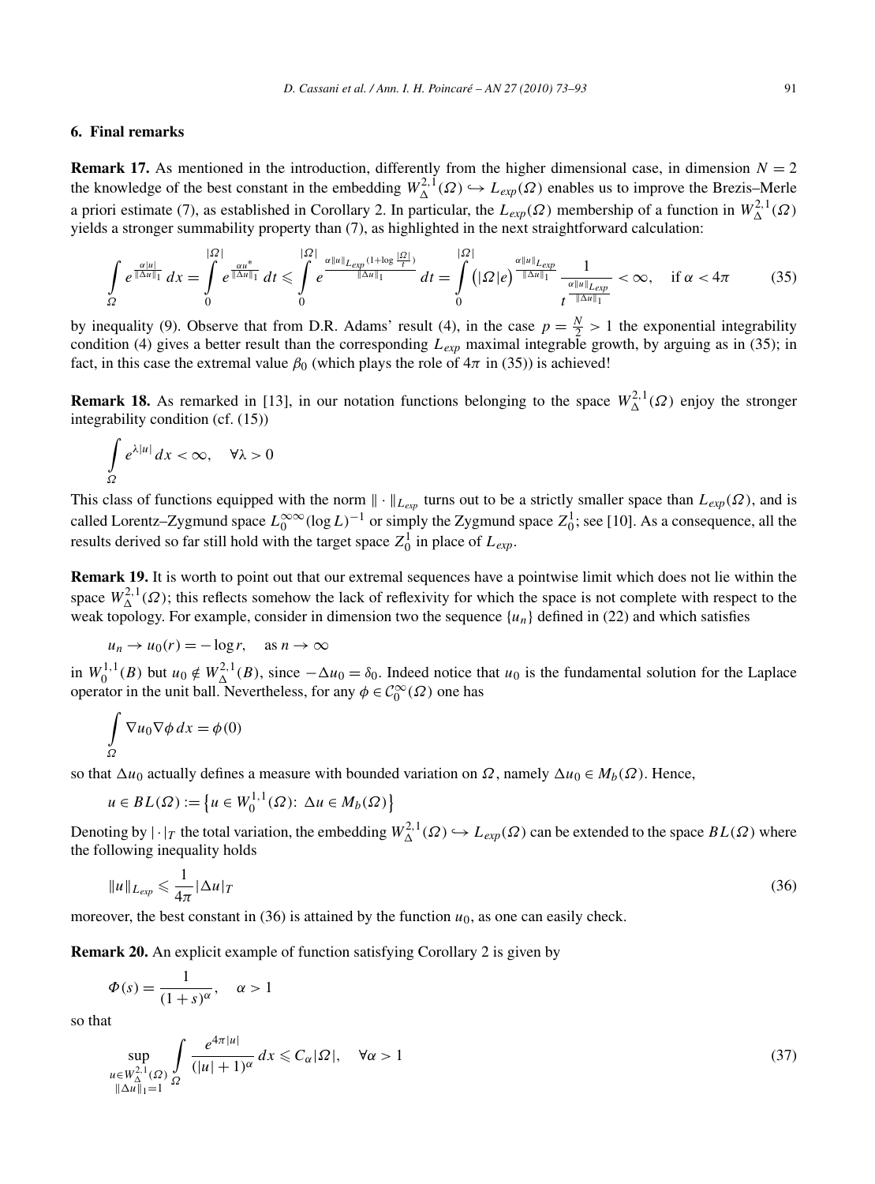## 6. Final remarks

**Remark 17.** As mentioned in the introduction, differently from the higher dimensional case, in dimension $N = 2$ the knowledge of the best constant in the embedding $W^{2,1}_\Delta(\Omega) \hookrightarrow L_{exp}(\Omega)$ enables us to improve the Brezis–Merle a priori estimate (7), as established in Corollary 2. In particular, the $L_{exp}(\Omega)$ membership of a function in $W^{2,1}_\Delta(\Omega)$ yields a stronger summability property than (7), as highlighted in the next straightforward calculation:

$$\int_\Omega e^{\frac{\alpha|u|}{\|\Delta u\|_1}}\,dx = \int_0^{|\Omega|} e^{\frac{\alpha u^*}{\|\Delta u\|_1}}\,dt \leqslant \int_0^{|\Omega|} e^{\frac{\alpha\|u\|_{L_{exp}}(1+\log\frac{|\Omega|}{t})}{\|\Delta u\|_1}}\,dt = \int_0^{|\Omega|} \big(|\Omega|e\big)^{\frac{\alpha\|u\|_{L_{exp}}}{\|\Delta u\|_1}} \frac{1}{t^{\frac{\alpha\|u\|_{L_{exp}}}{\|\Delta u\|_1}}} < \infty, \quad \text{if } \alpha < 4\pi \tag{35}$$

by inequality (9). Observe that from D.R. Adams' result (4), in the case $p = \frac{N}{2} > 1$ the exponential integrability condition (4) gives a better result than the corresponding $L_{exp}$ maximal integrable growth, by arguing as in (35); in fact, in this case the extremal value $\beta_0$ (which plays the role of $4\pi$ in (35)) is achieved!

**Remark 18.** As remarked in [13], in our notation functions belonging to the space $W^{2,1}_\Delta(\Omega)$ enjoy the stronger integrability condition (cf. (15))

$$\int_\Omega e^{\lambda|u|}\,dx < \infty, \quad \forall\lambda > 0$$

This class of functions equipped with the norm $\|\cdot\|_{L_{exp}}$ turns out to be a strictly smaller space than $L_{exp}(\Omega)$, and is called Lorentz–Zygmund space $L^{\infty\infty}_0(\log L)^{-1}$ or simply the Zygmund space $Z^1_0$; see [10]. As a consequence, all the results derived so far still hold with the target space $Z^1_0$ in place of $L_{exp}$.

**Remark 19.** It is worth to point out that our extremal sequences have a pointwise limit which does not lie within the space $W^{2,1}_\Delta(\Omega)$; this reflects somehow the lack of reflexivity for which the space is not complete with respect to the weak topology. For example, consider in dimension two the sequence $\{u_n\}$ defined in (22) and which satisfies

$$u_n \to u_0(r) = -\log r, \quad \text{as } n \to \infty$$

in $W^{1,1}_0(B)$ but $u_0 \notin W^{2,1}_\Delta(B)$, since $-\Delta u_0 = \delta_0$. Indeed notice that $u_0$ is the fundamental solution for the Laplace operator in the unit ball. Nevertheless, for any $\phi \in \mathcal{C}^\infty_0(\Omega)$ one has

$$\int_\Omega \nabla u_0 \nabla\phi\,dx = \phi(0)$$

so that $\Delta u_0$ actually defines a measure with bounded variation on $\Omega$, namely $\Delta u_0 \in M_b(\Omega)$. Hence,

$$u \in BL(\Omega) := \big\{u \in W^{1,1}_0(\Omega)\colon\ \Delta u \in M_b(\Omega)\big\}$$

Denoting by $|\cdot|_T$ the total variation, the embedding $W^{2,1}_\Delta(\Omega) \hookrightarrow L_{exp}(\Omega)$ can be extended to the space $BL(\Omega)$ where the following inequality holds

$$\|u\|_{L_{exp}} \leqslant \frac{1}{4\pi}|\Delta u|_T \tag{36}$$

moreover, the best constant in (36) is attained by the function $u_0$, as one can easily check.

**Remark 20.** An explicit example of function satisfying Corollary 2 is given by

$$\Phi(s) = \frac{1}{(1+s)^\alpha}, \quad \alpha > 1$$

so that

$$\sup_{\substack{u\in W^{2,1}_\Delta(\Omega)\\ \|\Delta u\|_1=1}} \int_\Omega \frac{e^{4\pi|u|}}{(|u|+1)^\alpha}\,dx \leqslant C_\alpha|\Omega|, \quad \forall\alpha > 1 \tag{37}$$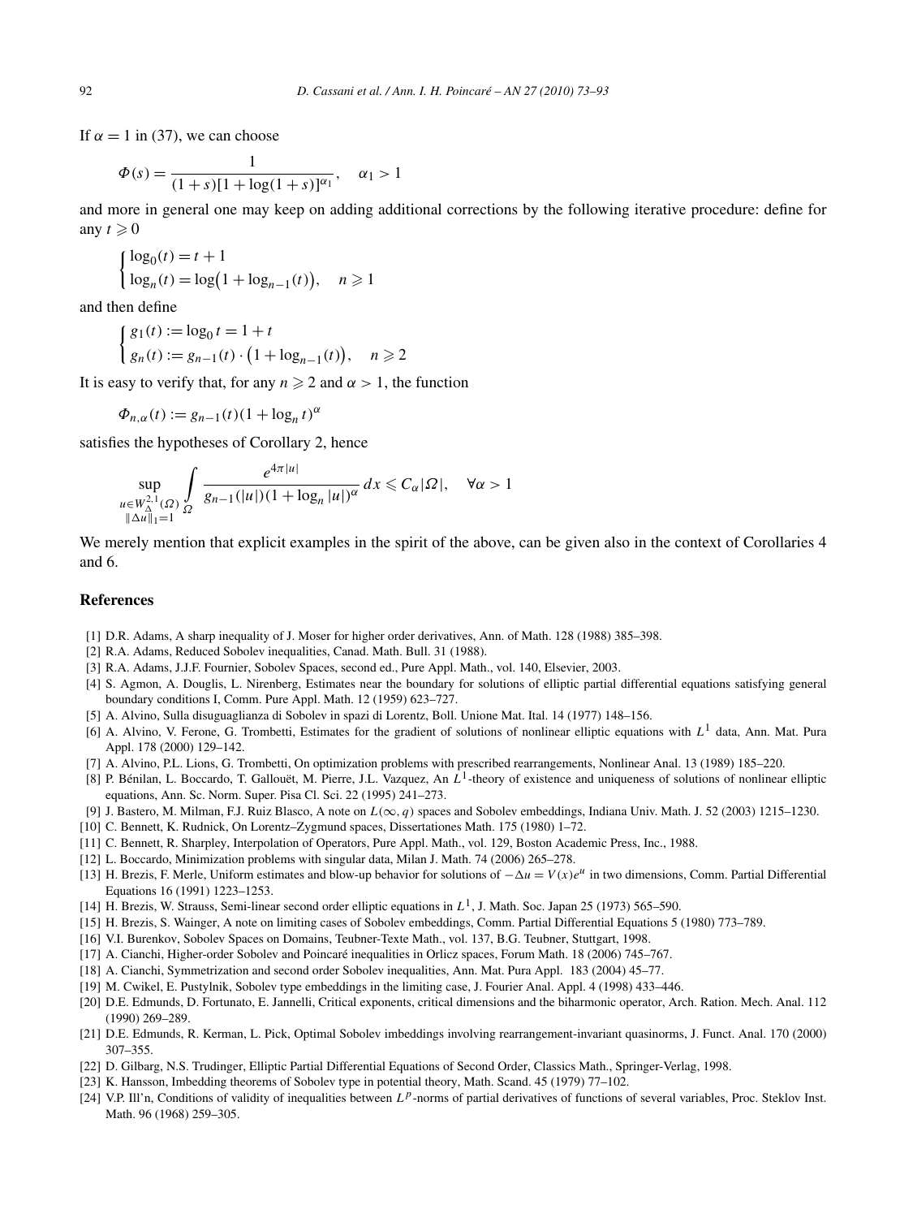If $\alpha = 1$ in (37), we can choose

$$\Phi(s) = \frac{1}{(1+s)[1+\log(1+s)]^{\alpha_1}}, \quad \alpha_1 > 1$$

and more in general one may keep on adding additional corrections by the following iterative procedure: define for any $t \geqslant 0$

$$\begin{cases} \log_0(t) = t+1 \\ \log_n(t) = \log\big(1 + \log_{n-1}(t)\big), \quad n \geqslant 1 \end{cases}$$

and then define

$$\begin{cases} g_1(t) := \log_0 t = 1+t \\ g_n(t) := g_{n-1}(t) \cdot \big(1 + \log_{n-1}(t)\big), \quad n \geqslant 2 \end{cases}$$

It is easy to verify that, for any $n \geqslant 2$ and $\alpha > 1$, the function

$$\Phi_{n,\alpha}(t) := g_{n-1}(t)(1 + \log_n t)^\alpha$$

satisfies the hypotheses of Corollary 2, hence

$$\sup_{\substack{u \in W^{2,1}_\Delta(\Omega) \\ \|\Delta u\|_1 = 1}} \int_\Omega \frac{e^{4\pi|u|}}{g_{n-1}(|u|)(1 + \log_n |u|)^\alpha}\, dx \leqslant C_\alpha |\Omega|, \quad \forall \alpha > 1$$

We merely mention that explicit examples in the spirit of the above, can be given also in the context of Corollaries 4 and 6.

## References

[1] D.R. Adams, A sharp inequality of J. Moser for higher order derivatives, Ann. of Math. 128 (1988) 385–398.

[2] R.A. Adams, Reduced Sobolev inequalities, Canad. Math. Bull. 31 (1988).

[3] R.A. Adams, J.J.F. Fournier, Sobolev Spaces, second ed., Pure Appl. Math., vol. 140, Elsevier, 2003.

[4] S. Agmon, A. Douglis, L. Nirenberg, Estimates near the boundary for solutions of elliptic partial differential equations satisfying general boundary conditions I, Comm. Pure Appl. Math. 12 (1959) 623–727.

[5] A. Alvino, Sulla disuguaglianza di Sobolev in spazi di Lorentz, Boll. Unione Mat. Ital. 14 (1977) 148–156.

[6] A. Alvino, V. Ferone, G. Trombetti, Estimates for the gradient of solutions of nonlinear elliptic equations with $L^1$ data, Ann. Mat. Pura Appl. 178 (2000) 129–142.

[7] A. Alvino, P.L. Lions, G. Trombetti, On optimization problems with prescribed rearrangements, Nonlinear Anal. 13 (1989) 185–220.

[8] P. Bénilan, L. Boccardo, T. Gallouët, M. Pierre, J.L. Vazquez, An $L^1$-theory of existence and uniqueness of solutions of nonlinear elliptic equations, Ann. Sc. Norm. Super. Pisa Cl. Sci. 22 (1995) 241–273.

[9] J. Bastero, M. Milman, F.J. Ruiz Blasco, A note on $L(\infty, q)$ spaces and Sobolev embeddings, Indiana Univ. Math. J. 52 (2003) 1215–1230.

[10] C. Bennett, K. Rudnick, On Lorentz–Zygmund spaces, Dissertationes Math. 175 (1980) 1–72.

[11] C. Bennett, R. Sharpley, Interpolation of Operators, Pure Appl. Math., vol. 129, Boston Academic Press, Inc., 1988.

[12] L. Boccardo, Minimization problems with singular data, Milan J. Math. 74 (2006) 265–278.

[13] H. Brezis, F. Merle, Uniform estimates and blow-up behavior for solutions of $-\Delta u = V(x)e^u$ in two dimensions, Comm. Partial Differential Equations 16 (1991) 1223–1253.

[14] H. Brezis, W. Strauss, Semi-linear second order elliptic equations in $L^1$, J. Math. Soc. Japan 25 (1973) 565–590.

[15] H. Brezis, S. Wainger, A note on limiting cases of Sobolev embeddings, Comm. Partial Differential Equations 5 (1980) 773–789.

[16] V.I. Burenkov, Sobolev Spaces on Domains, Teubner-Texte Math., vol. 137, B.G. Teubner, Stuttgart, 1998.

[17] A. Cianchi, Higher-order Sobolev and Poincaré inequalities in Orlicz spaces, Forum Math. 18 (2006) 745–767.

[18] A. Cianchi, Symmetrization and second order Sobolev inequalities, Ann. Mat. Pura Appl. 183 (2004) 45–77.

[19] M. Cwikel, E. Pustylnik, Sobolev type embeddings in the limiting case, J. Fourier Anal. Appl. 4 (1998) 433–446.

[20] D.E. Edmunds, D. Fortunato, E. Jannelli, Critical exponents, critical dimensions and the biharmonic operator, Arch. Ration. Mech. Anal. 112 (1990) 269–289.

[21] D.E. Edmunds, R. Kerman, L. Pick, Optimal Sobolev imbeddings involving rearrangement-invariant quasinorms, J. Funct. Anal. 170 (2000) 307–355.

[22] D. Gilbarg, N.S. Trudinger, Elliptic Partial Differential Equations of Second Order, Classics Math., Springer-Verlag, 1998.

[23] K. Hansson, Imbedding theorems of Sobolev type in potential theory, Math. Scand. 45 (1979) 77–102.

[24] V.P. Ill'n, Conditions of validity of inequalities between $L^p$-norms of partial derivatives of functions of several variables, Proc. Steklov Inst. Math. 96 (1968) 259–305.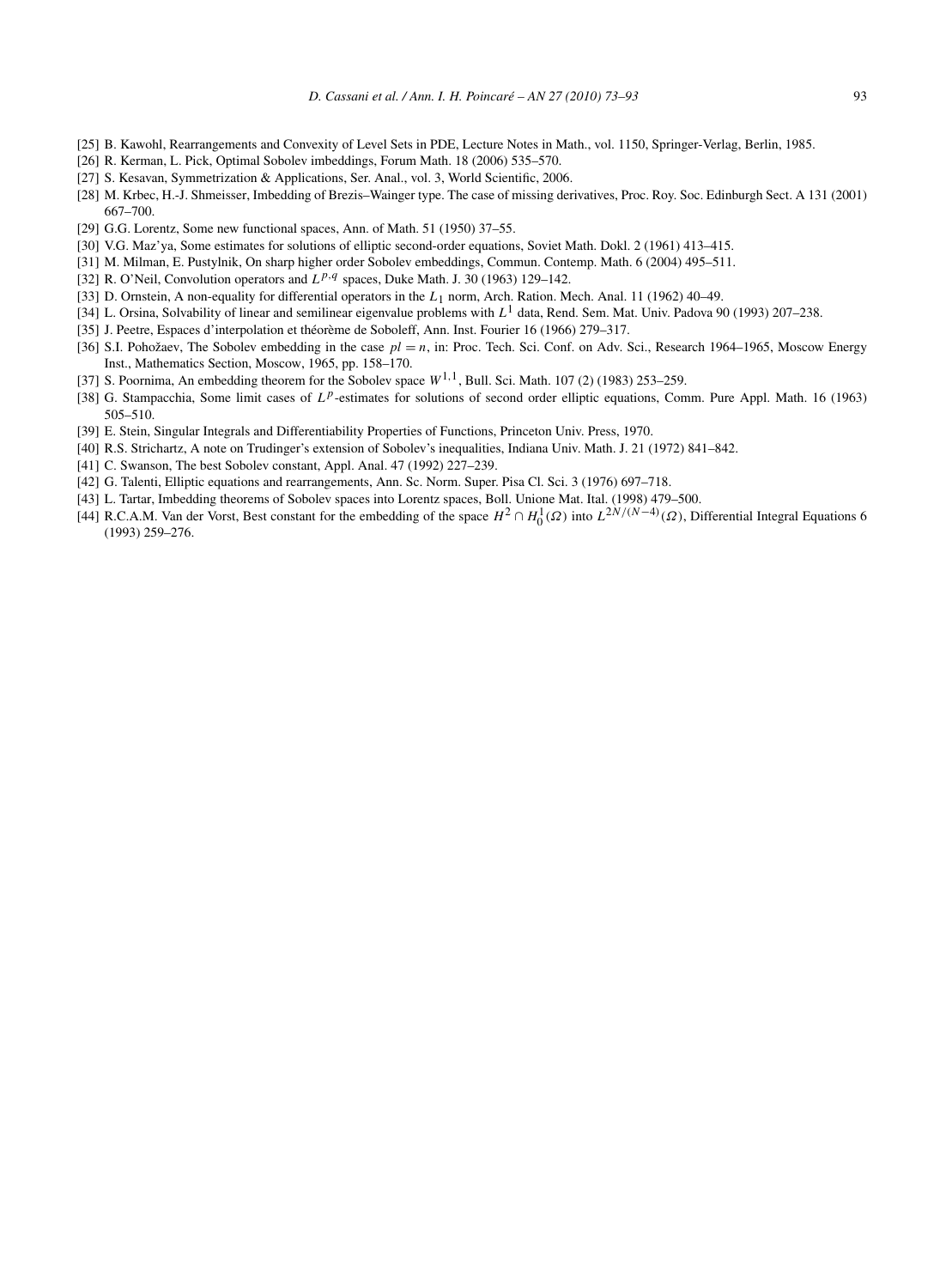[25] B. Kawohl, Rearrangements and Convexity of Level Sets in PDE, Lecture Notes in Math., vol. 1150, Springer-Verlag, Berlin, 1985.

[26] R. Kerman, L. Pick, Optimal Sobolev imbeddings, Forum Math. 18 (2006) 535–570.

[27] S. Kesavan, Symmetrization & Applications, Ser. Anal., vol. 3, World Scientific, 2006.

[28] M. Krbec, H.-J. Shmeisser, Imbedding of Brezis–Wainger type. The case of missing derivatives, Proc. Roy. Soc. Edinburgh Sect. A 131 (2001) 667–700.

[29] G.G. Lorentz, Some new functional spaces, Ann. of Math. 51 (1950) 37–55.

[30] V.G. Maz'ya, Some estimates for solutions of elliptic second-order equations, Soviet Math. Dokl. 2 (1961) 413–415.

[31] M. Milman, E. Pustylnik, On sharp higher order Sobolev embeddings, Commun. Contemp. Math. 6 (2004) 495–511.

[32] R. O'Neil, Convolution operators and $L^{p,q}$ spaces, Duke Math. J. 30 (1963) 129–142.

[33] D. Ornstein, A non-equality for differential operators in the $L_1$ norm, Arch. Ration. Mech. Anal. 11 (1962) 40–49.

[34] L. Orsina, Solvability of linear and semilinear eigenvalue problems with $L^1$ data, Rend. Sem. Mat. Univ. Padova 90 (1993) 207–238.

[35] J. Peetre, Espaces d'interpolation et théorème de Soboleff, Ann. Inst. Fourier 16 (1966) 279–317.

[36] S.I. Pohožaev, The Sobolev embedding in the case $pl = n$, in: Proc. Tech. Sci. Conf. on Adv. Sci., Research 1964–1965, Moscow Energy Inst., Mathematics Section, Moscow, 1965, pp. 158–170.

[37] S. Poornima, An embedding theorem for the Sobolev space $W^{1,1}$, Bull. Sci. Math. 107 (2) (1983) 253–259.

[38] G. Stampacchia, Some limit cases of $L^p$-estimates for solutions of second order elliptic equations, Comm. Pure Appl. Math. 16 (1963) 505–510.

[39] E. Stein, Singular Integrals and Differentiability Properties of Functions, Princeton Univ. Press, 1970.

[40] R.S. Strichartz, A note on Trudinger's extension of Sobolev's inequalities, Indiana Univ. Math. J. 21 (1972) 841–842.

[41] C. Swanson, The best Sobolev constant, Appl. Anal. 47 (1992) 227–239.

[42] G. Talenti, Elliptic equations and rearrangements, Ann. Sc. Norm. Super. Pisa Cl. Sci. 3 (1976) 697–718.

[43] L. Tartar, Imbedding theorems of Sobolev spaces into Lorentz spaces, Boll. Unione Mat. Ital. (1998) 479–500.

[44] R.C.A.M. Van der Vorst, Best constant for the embedding of the space $H^2 \cap H_0^1(\Omega)$ into $L^{2N/(N-4)}(\Omega)$, Differential Integral Equations 6 (1993) 259–276.